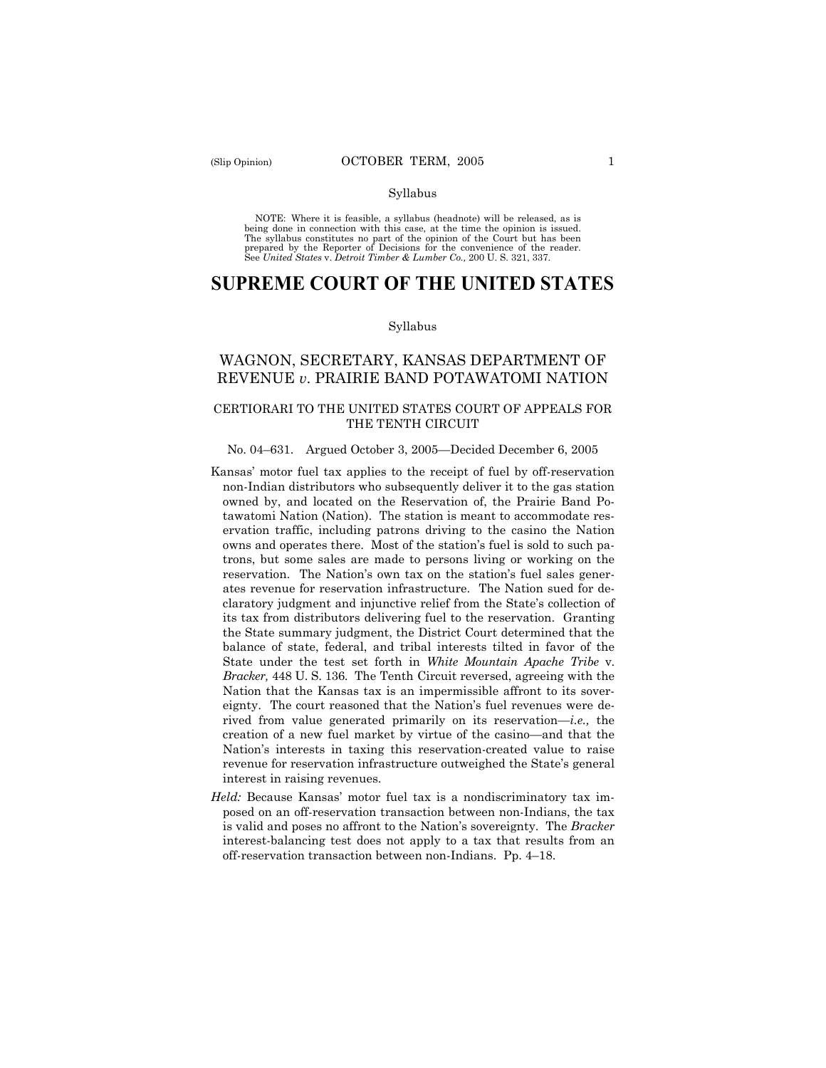Syllabus

NOTE: Where it is feasible, a syllabus (headnote) will be released, as is being done in connection with this case, at the time the opinion is issued. The syllabus constitutes no part of the opinion of the Court but has been prepared by the Reporter of Decisions for the convenience of the reader. See *United States* v. *Detroit Timber & Lumber Co.,* 200 U. S. 321, 337.

# SUPREME COURT OF THE UNITED STATES

Syllabus

## WAGNON, SECRETARY, KANSAS DEPARTMENT OF REVENUE *v.* PRAIRIE BAND POTAWATOMI NATION

### CERTIORARI TO THE UNITED STATES COURT OF APPEALS FOR THE TENTH CIRCUIT

No. 04–631. Argued October 3, 2005—Decided December 6, 2005

Kansas' motor fuel tax applies to the receipt of fuel by off-reservation non-Indian distributors who subsequently deliver it to the gas station owned by, and located on the Reservation of, the Prairie Band Potawatomi Nation (Nation). The station is meant to accommodate reservation traffic, including patrons driving to the casino the Nation owns and operates there. Most of the station's fuel is sold to such patrons, but some sales are made to persons living or working on the reservation. The Nation's own tax on the station's fuel sales generates revenue for reservation infrastructure. The Nation sued for declaratory judgment and injunctive relief from the State's collection of its tax from distributors delivering fuel to the reservation. Granting the State summary judgment, the District Court determined that the balance of state, federal, and tribal interests tilted in favor of the State under the test set forth in *White Mountain Apache Tribe* v. *Bracker,* 448 U. S. 136. The Tenth Circuit reversed, agreeing with the Nation that the Kansas tax is an impermissible affront to its sovereignty. The court reasoned that the Nation's fuel revenues were derived from value generated primarily on its reservation—*i.e.,* the creation of a new fuel market by virtue of the casino—and that the Nation's interests in taxing this reservation-created value to raise revenue for reservation infrastructure outweighed the State's general interest in raising revenues.

*Held:* Because Kansas' motor fuel tax is a nondiscriminatory tax imposed on an off-reservation transaction between non-Indians, the tax is valid and poses no affront to the Nation's sovereignty. The *Bracker* interest-balancing test does not apply to a tax that results from an off-reservation transaction between non-Indians. Pp. 4–18.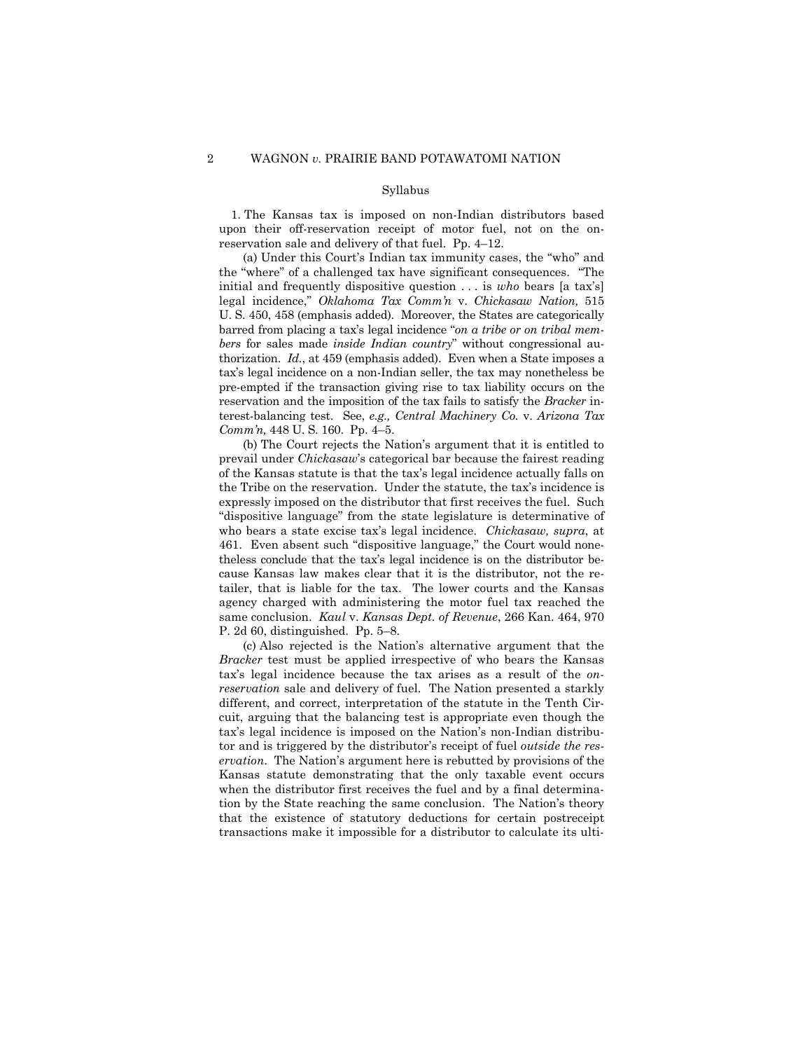Syllabus

1. The Kansas tax is imposed on non-Indian distributors based upon their off-reservation receipt of motor fuel, not on the on-reservation sale and delivery of that fuel. Pp. 4–12.

(a) Under this Court's Indian tax immunity cases, the "who" and the "where" of a challenged tax have significant consequences. "The initial and frequently dispositive question . . . is *who* bears [a tax's] legal incidence," *Oklahoma Tax Comm'n* v. *Chickasaw Nation,* 515 U. S. 450, 458 (emphasis added). Moreover, the States are categorically barred from placing a tax's legal incidence "*on a tribe or on tribal members* for sales made *inside Indian country*" without congressional authorization. *Id.*, at 459 (emphasis added). Even when a State imposes a tax's legal incidence on a non-Indian seller, the tax may nonetheless be pre-empted if the transaction giving rise to tax liability occurs on the reservation and the imposition of the tax fails to satisfy the *Bracker* interest-balancing test. See, *e.g., Central Machinery Co.* v. *Arizona Tax Comm'n,* 448 U. S. 160. Pp. 4–5.

(b) The Court rejects the Nation's argument that it is entitled to prevail under *Chickasaw*'s categorical bar because the fairest reading of the Kansas statute is that the tax's legal incidence actually falls on the Tribe on the reservation. Under the statute, the tax's incidence is expressly imposed on the distributor that first receives the fuel. Such "dispositive language" from the state legislature is determinative of who bears a state excise tax's legal incidence. *Chickasaw, supra*, at 461. Even absent such "dispositive language," the Court would nonetheless conclude that the tax's legal incidence is on the distributor because Kansas law makes clear that it is the distributor, not the retailer, that is liable for the tax. The lower courts and the Kansas agency charged with administering the motor fuel tax reached the same conclusion. *Kaul* v. *Kansas Dept. of Revenue*, 266 Kan. 464, 970 P. 2d 60, distinguished. Pp. 5–8.

(c) Also rejected is the Nation's alternative argument that the *Bracker* test must be applied irrespective of who bears the Kansas tax's legal incidence because the tax arises as a result of the *on-reservation* sale and delivery of fuel. The Nation presented a starkly different, and correct, interpretation of the statute in the Tenth Circuit, arguing that the balancing test is appropriate even though the tax's legal incidence is imposed on the Nation's non-Indian distributor and is triggered by the distributor's receipt of fuel *outside the reservation*. The Nation's argument here is rebutted by provisions of the Kansas statute demonstrating that the only taxable event occurs when the distributor first receives the fuel and by a final determination by the State reaching the same conclusion. The Nation's theory that the existence of statutory deductions for certain postreceipt transactions make it impossible for a distributor to calculate its ulti-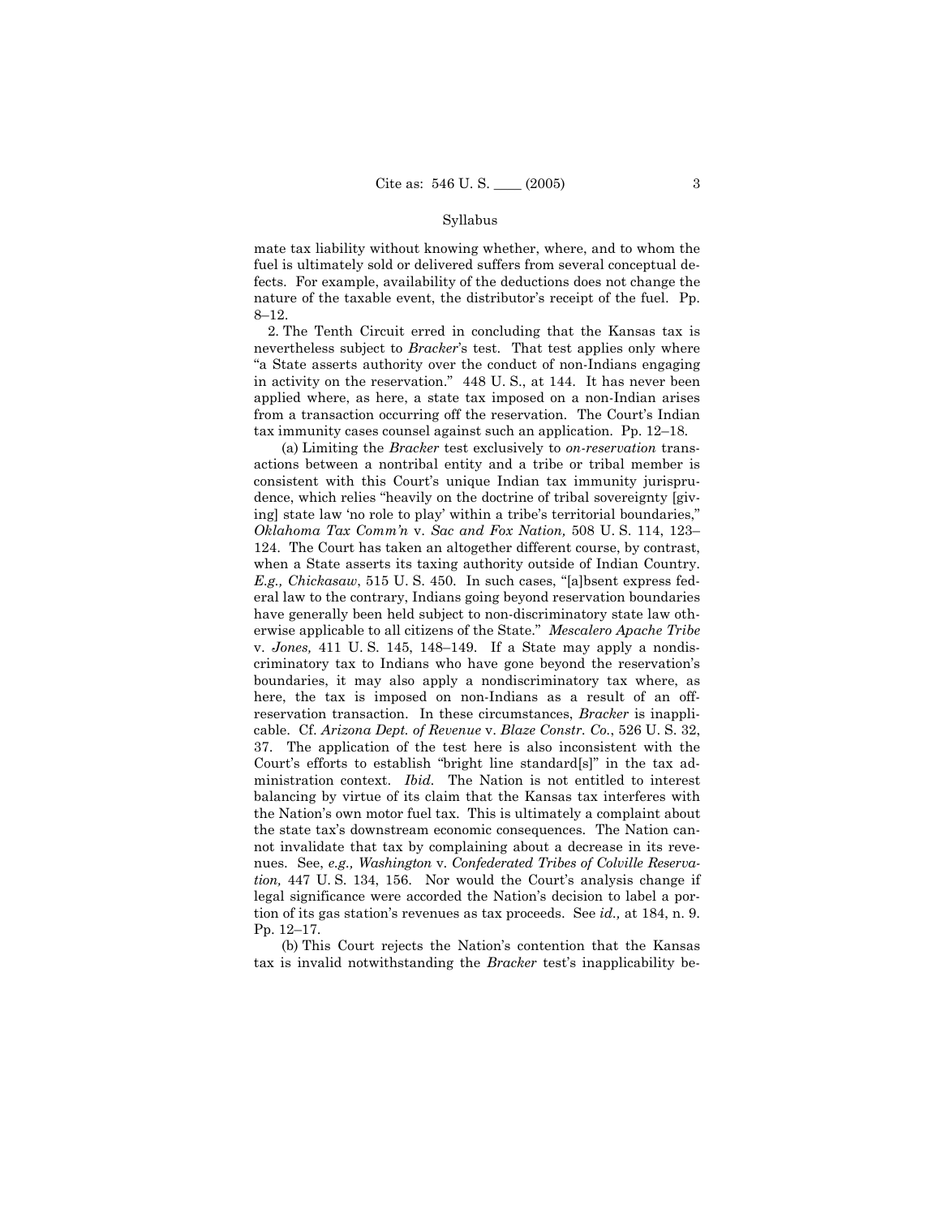mate tax liability without knowing whether, where, and to whom the fuel is ultimately sold or delivered suffers from several conceptual defects. For example, availability of the deductions does not change the nature of the taxable event, the distributor's receipt of the fuel. Pp. 8–12.

2. The Tenth Circuit erred in concluding that the Kansas tax is nevertheless subject to *Bracker*'s test. That test applies only where "a State asserts authority over the conduct of non-Indians engaging in activity on the reservation." 448 U. S., at 144. It has never been applied where, as here, a state tax imposed on a non-Indian arises from a transaction occurring off the reservation. The Court's Indian tax immunity cases counsel against such an application. Pp. 12–18.

(a) Limiting the *Bracker* test exclusively to *on-reservation* transactions between a nontribal entity and a tribe or tribal member is consistent with this Court's unique Indian tax immunity jurisprudence, which relies "heavily on the doctrine of tribal sovereignty [giving] state law 'no role to play' within a tribe's territorial boundaries," *Oklahoma Tax Comm'n* v. *Sac and Fox Nation,* 508 U. S. 114, 123–124. The Court has taken an altogether different course, by contrast, when a State asserts its taxing authority outside of Indian Country. *E.g., Chickasaw*, 515 U. S. 450. In such cases, "[a]bsent express federal law to the contrary, Indians going beyond reservation boundaries have generally been held subject to non-discriminatory state law otherwise applicable to all citizens of the State." *Mescalero Apache Tribe* v. *Jones,* 411 U. S. 145, 148–149. If a State may apply a nondiscriminatory tax to Indians who have gone beyond the reservation's boundaries, it may also apply a nondiscriminatory tax where, as here, the tax is imposed on non-Indians as a result of an off-reservation transaction. In these circumstances, *Bracker* is inapplicable. Cf. *Arizona Dept. of Revenue* v. *Blaze Constr. Co.*, 526 U. S. 32, 37. The application of the test here is also inconsistent with the Court's efforts to establish "bright line standard[s]" in the tax administration context. *Ibid.* The Nation is not entitled to interest balancing by virtue of its claim that the Kansas tax interferes with the Nation's own motor fuel tax. This is ultimately a complaint about the state tax's downstream economic consequences. The Nation cannot invalidate that tax by complaining about a decrease in its revenues. See, *e.g., Washington* v. *Confederated Tribes of Colville Reservation,* 447 U. S. 134, 156. Nor would the Court's analysis change if legal significance were accorded the Nation's decision to label a portion of its gas station's revenues as tax proceeds. See *id.,* at 184, n. 9. Pp. 12–17.

(b) This Court rejects the Nation's contention that the Kansas tax is invalid notwithstanding the *Bracker* test's inapplicability be-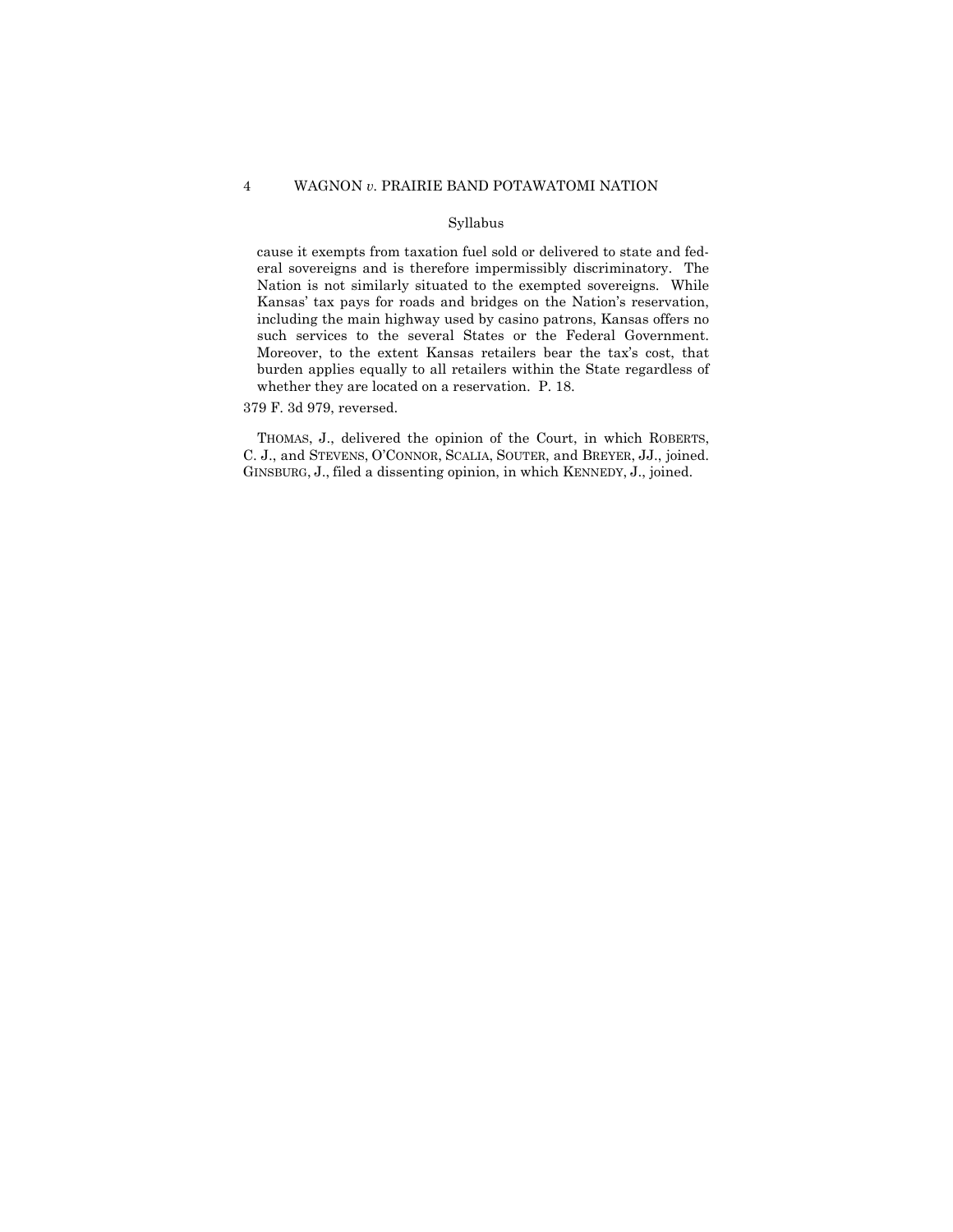Syllabus

cause it exempts from taxation fuel sold or delivered to state and federal sovereigns and is therefore impermissibly discriminatory. The Nation is not similarly situated to the exempted sovereigns. While Kansas' tax pays for roads and bridges on the Nation's reservation, including the main highway used by casino patrons, Kansas offers no such services to the several States or the Federal Government. Moreover, to the extent Kansas retailers bear the tax's cost, that burden applies equally to all retailers within the State regardless of whether they are located on a reservation. P. 18.

379 F. 3d 979, reversed.

THOMAS, J., delivered the opinion of the Court, in which ROBERTS, C. J., and STEVENS, O'CONNOR, SCALIA, SOUTER, and BREYER, JJ., joined. GINSBURG, J., filed a dissenting opinion, in which KENNEDY, J., joined.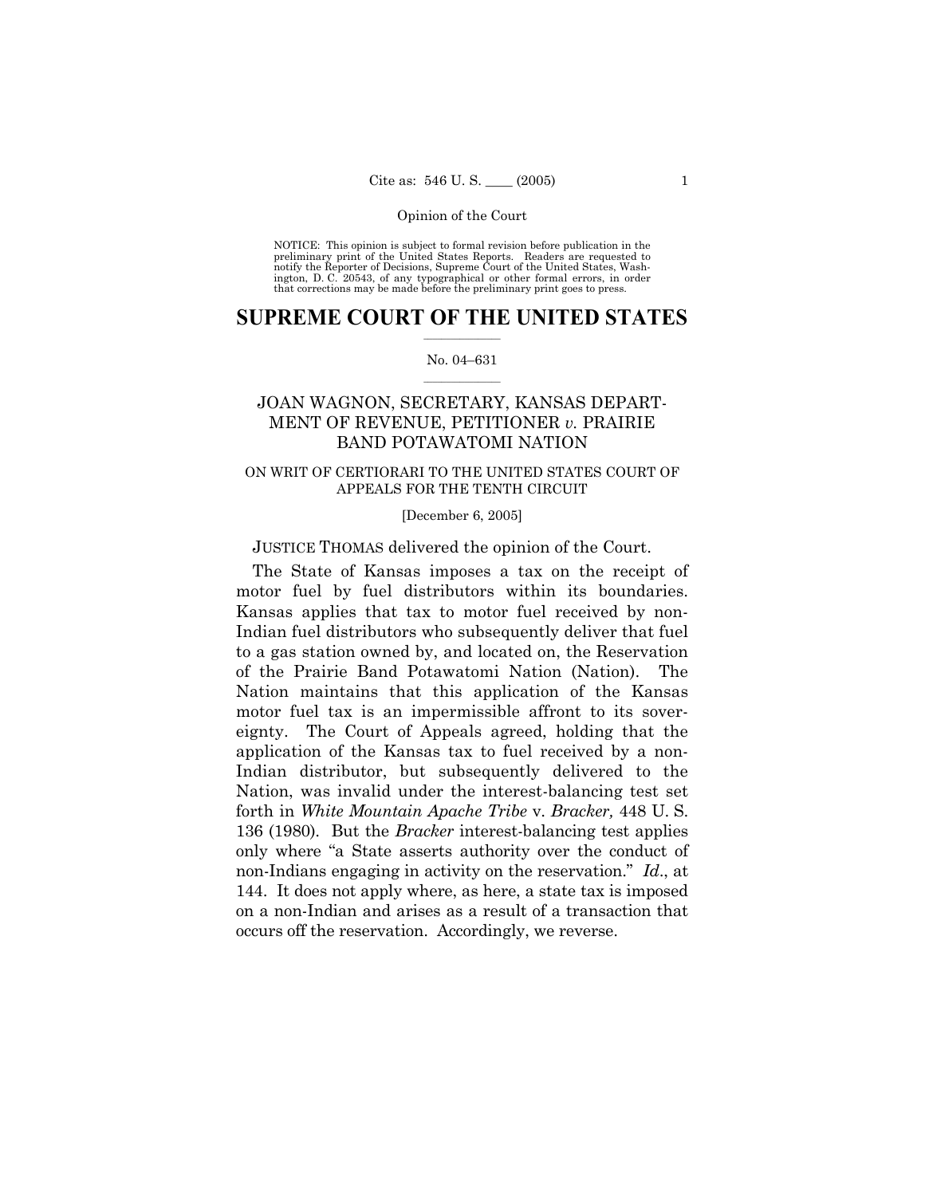NOTICE: This opinion is subject to formal revision before publication in the preliminary print of the United States Reports. Readers are requested to notify the Reporter of Decisions, Supreme Court of the United States, Washington, D. C. 20543, of any typographical or other formal errors, in order that corrections may be made before the preliminary print goes to press.

# SUPREME COURT OF THE UNITED STATES

No. 04–631

## JOAN WAGNON, SECRETARY, KANSAS DEPARTMENT OF REVENUE, PETITIONER *v.* PRAIRIE BAND POTAWATOMI NATION

ON WRIT OF CERTIORARI TO THE UNITED STATES COURT OF APPEALS FOR THE TENTH CIRCUIT

[December 6, 2005]

JUSTICE THOMAS delivered the opinion of the Court.

The State of Kansas imposes a tax on the receipt of motor fuel by fuel distributors within its boundaries. Kansas applies that tax to motor fuel received by non-Indian fuel distributors who subsequently deliver that fuel to a gas station owned by, and located on, the Reservation of the Prairie Band Potawatomi Nation (Nation). The Nation maintains that this application of the Kansas motor fuel tax is an impermissible affront to its sovereignty. The Court of Appeals agreed, holding that the application of the Kansas tax to fuel received by a non-Indian distributor, but subsequently delivered to the Nation, was invalid under the interest-balancing test set forth in *White Mountain Apache Tribe* v. *Bracker,* 448 U. S. 136 (1980). But the *Bracker* interest-balancing test applies only where "a State asserts authority over the conduct of non-Indians engaging in activity on the reservation." *Id*., at 144. It does not apply where, as here, a state tax is imposed on a non-Indian and arises as a result of a transaction that occurs off the reservation. Accordingly, we reverse.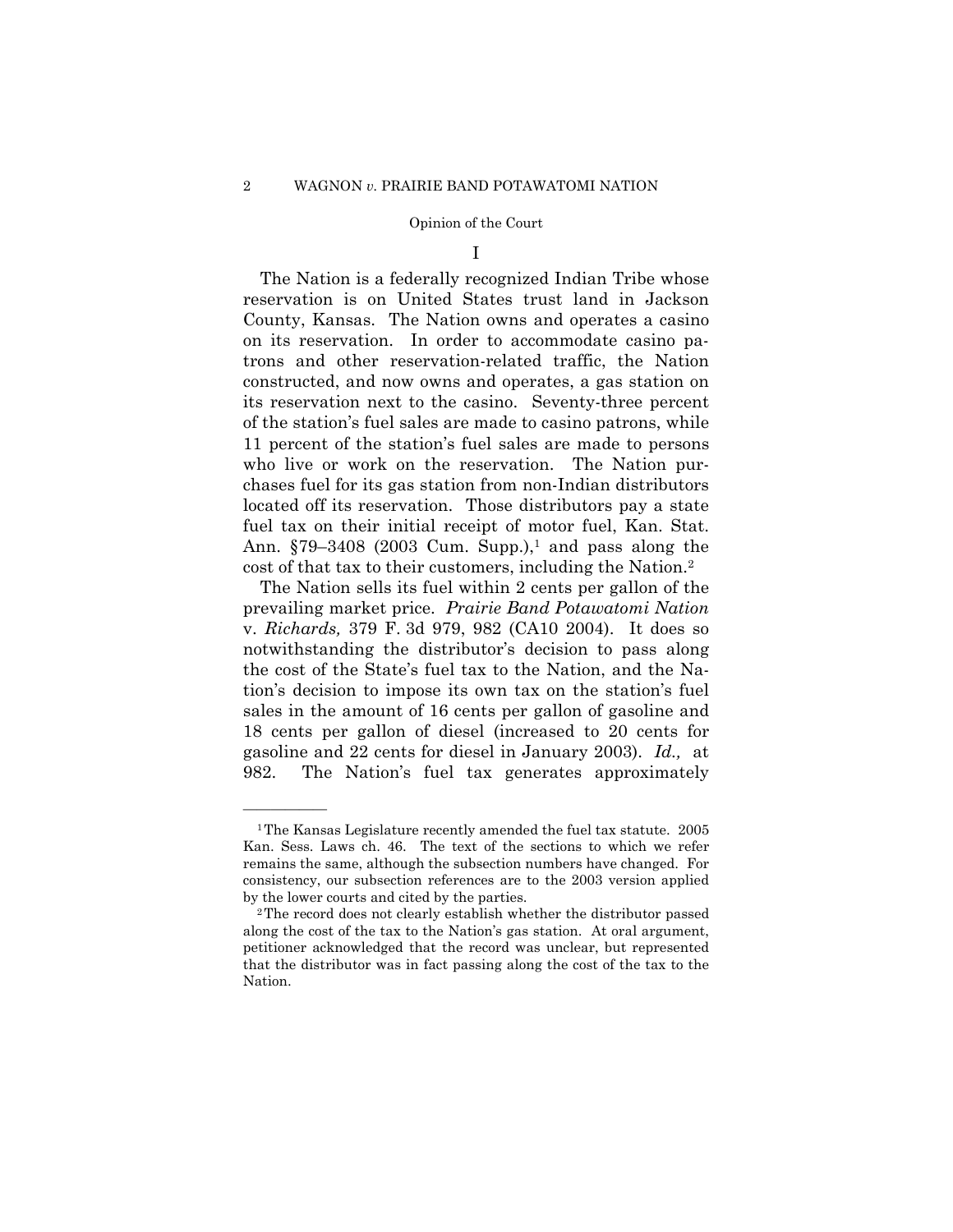I

The Nation is a federally recognized Indian Tribe whose reservation is on United States trust land in Jackson County, Kansas. The Nation owns and operates a casino on its reservation. In order to accommodate casino patrons and other reservation-related traffic, the Nation constructed, and now owns and operates, a gas station on its reservation next to the casino. Seventy-three percent of the station's fuel sales are made to casino patrons, while 11 percent of the station's fuel sales are made to persons who live or work on the reservation. The Nation purchases fuel for its gas station from non-Indian distributors located off its reservation. Those distributors pay a state fuel tax on their initial receipt of motor fuel, Kan. Stat. Ann. §79–3408 (2003 Cum. Supp.),[1] and pass along the cost of that tax to their customers, including the Nation.[2]

The Nation sells its fuel within 2 cents per gallon of the prevailing market price. *Prairie Band Potawatomi Nation* v. *Richards,* 379 F. 3d 979, 982 (CA10 2004). It does so notwithstanding the distributor's decision to pass along the cost of the State's fuel tax to the Nation, and the Nation's decision to impose its own tax on the station's fuel sales in the amount of 16 cents per gallon of gasoline and 18 cents per gallon of diesel (increased to 20 cents for gasoline and 22 cents for diesel in January 2003). *Id.,* at 982. The Nation's fuel tax generates approximately

---

[1] The Kansas Legislature recently amended the fuel tax statute. 2005 Kan. Sess. Laws ch. 46. The text of the sections to which we refer remains the same, although the subsection numbers have changed. For consistency, our subsection references are to the 2003 version applied by the lower courts and cited by the parties.

[2] The record does not clearly establish whether the distributor passed along the cost of the tax to the Nation's gas station. At oral argument, petitioner acknowledged that the record was unclear, but represented that the distributor was in fact passing along the cost of the tax to the Nation.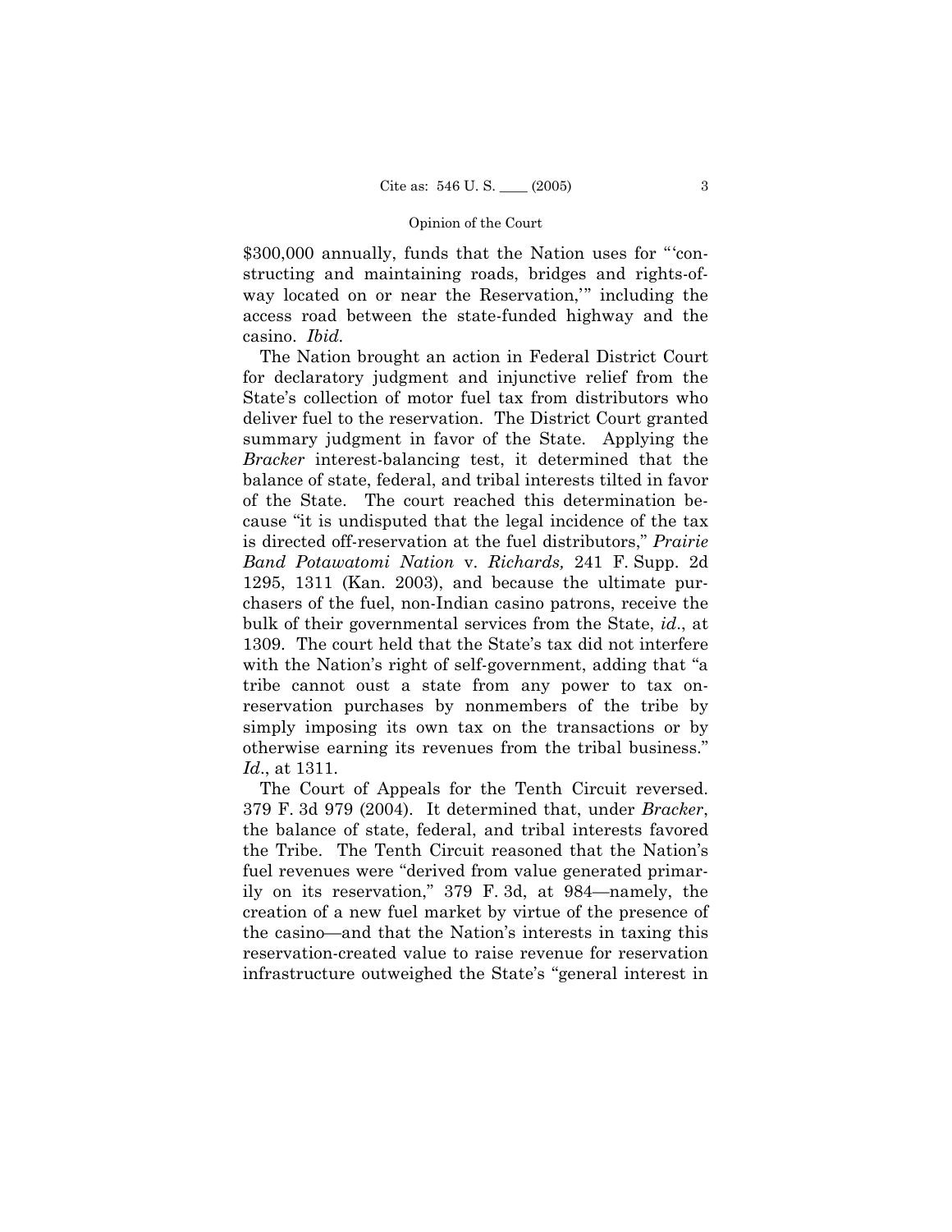$300,000 annually, funds that the Nation uses for "'constructing and maintaining roads, bridges and rights-of-way located on or near the Reservation,'" including the access road between the state-funded highway and the casino. *Ibid.*

The Nation brought an action in Federal District Court for declaratory judgment and injunctive relief from the State's collection of motor fuel tax from distributors who deliver fuel to the reservation. The District Court granted summary judgment in favor of the State. Applying the *Bracker* interest-balancing test, it determined that the balance of state, federal, and tribal interests tilted in favor of the State. The court reached this determination because "it is undisputed that the legal incidence of the tax is directed off-reservation at the fuel distributors," *Prairie Band Potawatomi Nation* v. *Richards,* 241 F. Supp. 2d 1295, 1311 (Kan. 2003), and because the ultimate purchasers of the fuel, non-Indian casino patrons, receive the bulk of their governmental services from the State, *id*., at 1309. The court held that the State's tax did not interfere with the Nation's right of self-government, adding that "a tribe cannot oust a state from any power to tax on-reservation purchases by nonmembers of the tribe by simply imposing its own tax on the transactions or by otherwise earning its revenues from the tribal business." *Id*., at 1311.

The Court of Appeals for the Tenth Circuit reversed. 379 F. 3d 979 (2004). It determined that, under *Bracker*, the balance of state, federal, and tribal interests favored the Tribe. The Tenth Circuit reasoned that the Nation's fuel revenues were "derived from value generated primarily on its reservation," 379 F. 3d, at 984—namely, the creation of a new fuel market by virtue of the presence of the casino—and that the Nation's interests in taxing this reservation-created value to raise revenue for reservation infrastructure outweighed the State's "general interest in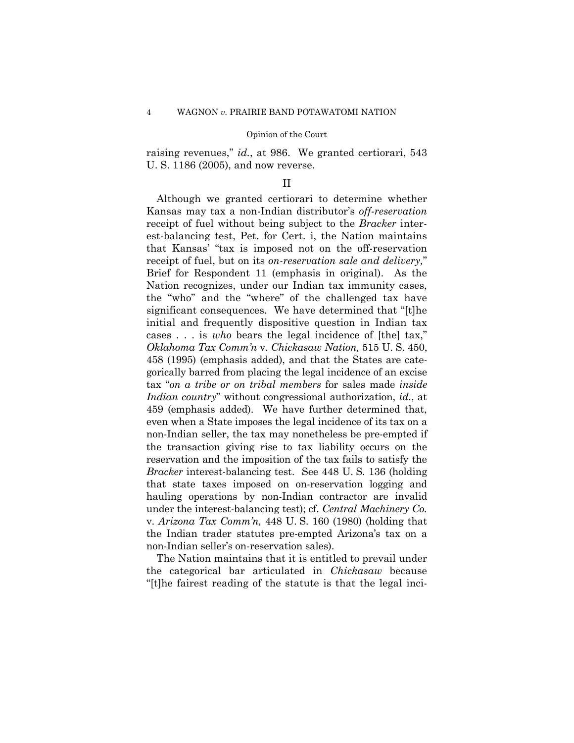raising revenues," *id.*, at 986. We granted certiorari, 543 U. S. 1186 (2005), and now reverse.

## II

Although we granted certiorari to determine whether Kansas may tax a non-Indian distributor's *off-reservation* receipt of fuel without being subject to the *Bracker* interest-balancing test, Pet. for Cert. i, the Nation maintains that Kansas' "tax is imposed not on the off-reservation receipt of fuel, but on its *on-reservation sale and delivery,*" Brief for Respondent 11 (emphasis in original). As the Nation recognizes, under our Indian tax immunity cases, the "who" and the "where" of the challenged tax have significant consequences. We have determined that "[t]he initial and frequently dispositive question in Indian tax cases . . . is *who* bears the legal incidence of [the] tax," *Oklahoma Tax Comm'n* v. *Chickasaw Nation,* 515 U. S. 450, 458 (1995) (emphasis added), and that the States are categorically barred from placing the legal incidence of an excise tax "*on a tribe or on tribal members* for sales made *inside Indian country*" without congressional authorization, *id.*, at 459 (emphasis added). We have further determined that, even when a State imposes the legal incidence of its tax on a non-Indian seller, the tax may nonetheless be pre-empted if the transaction giving rise to tax liability occurs on the reservation and the imposition of the tax fails to satisfy the *Bracker* interest-balancing test. See 448 U. S. 136 (holding that state taxes imposed on on-reservation logging and hauling operations by non-Indian contractor are invalid under the interest-balancing test); cf. *Central Machinery Co.* v. *Arizona Tax Comm'n,* 448 U. S. 160 (1980) (holding that the Indian trader statutes pre-empted Arizona's tax on a non-Indian seller's on-reservation sales).

The Nation maintains that it is entitled to prevail under the categorical bar articulated in *Chickasaw* because "[t]he fairest reading of the statute is that the legal inci-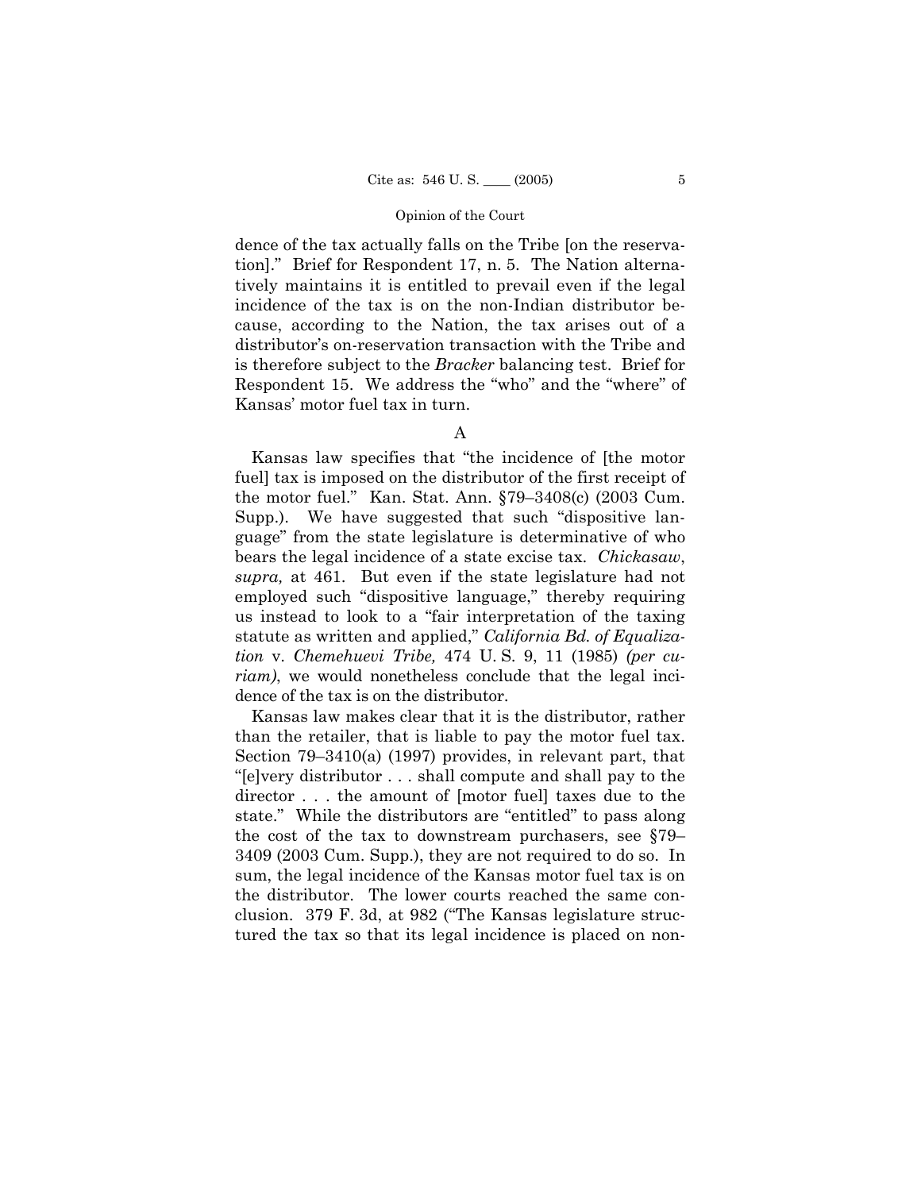dence of the tax actually falls on the Tribe [on the reservation]." Brief for Respondent 17, n. 5. The Nation alternatively maintains it is entitled to prevail even if the legal incidence of the tax is on the non-Indian distributor because, according to the Nation, the tax arises out of a distributor's on-reservation transaction with the Tribe and is therefore subject to the *Bracker* balancing test. Brief for Respondent 15. We address the "who" and the "where" of Kansas' motor fuel tax in turn.

A

Kansas law specifies that "the incidence of [the motor fuel] tax is imposed on the distributor of the first receipt of the motor fuel." Kan. Stat. Ann. §79–3408(c) (2003 Cum. Supp.). We have suggested that such "dispositive language" from the state legislature is determinative of who bears the legal incidence of a state excise tax. *Chickasaw*, *supra,* at 461. But even if the state legislature had not employed such "dispositive language," thereby requiring us instead to look to a "fair interpretation of the taxing statute as written and applied," *California Bd. of Equalization* v. *Chemehuevi Tribe,* 474 U. S. 9, 11 (1985) *(per curiam)*, we would nonetheless conclude that the legal incidence of the tax is on the distributor.

Kansas law makes clear that it is the distributor, rather than the retailer, that is liable to pay the motor fuel tax. Section 79–3410(a) (1997) provides, in relevant part, that "[e]very distributor . . . shall compute and shall pay to the director . . . the amount of [motor fuel] taxes due to the state." While the distributors are "entitled" to pass along the cost of the tax to downstream purchasers, see §79–3409 (2003 Cum. Supp.), they are not required to do so. In sum, the legal incidence of the Kansas motor fuel tax is on the distributor. The lower courts reached the same conclusion. 379 F. 3d, at 982 ("The Kansas legislature structured the tax so that its legal incidence is placed on non-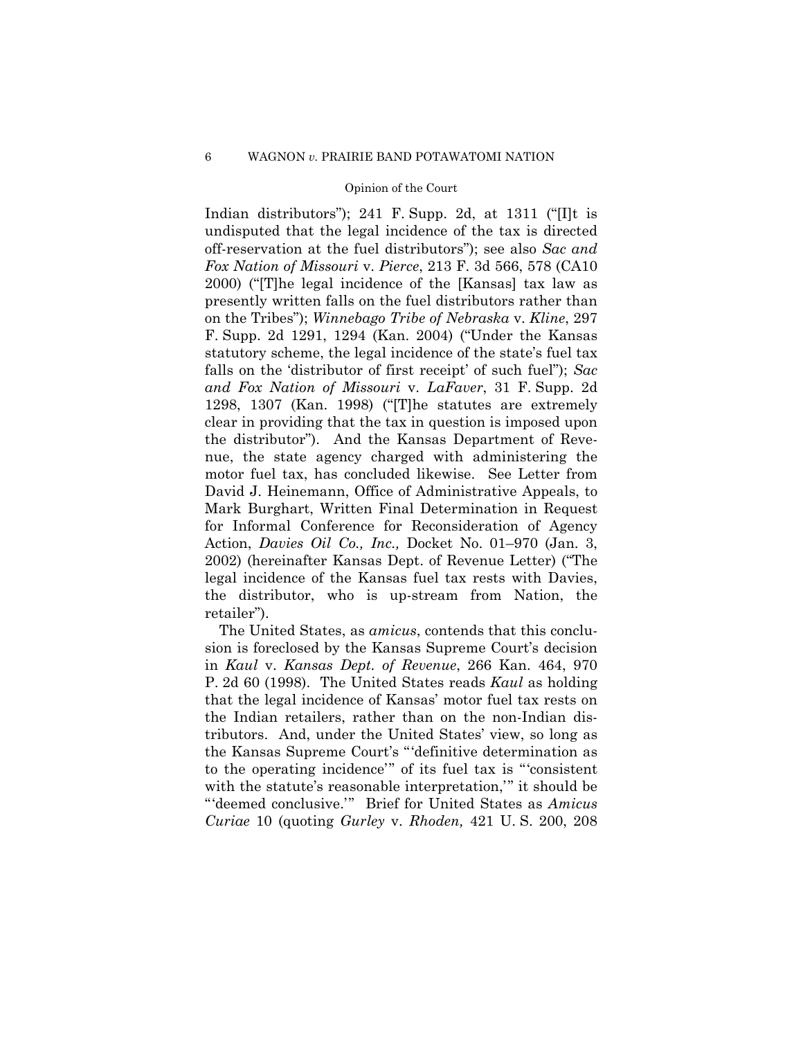Indian distributors"); 241 F. Supp. 2d, at 1311 ("[I]t is undisputed that the legal incidence of the tax is directed off-reservation at the fuel distributors"); see also *Sac and Fox Nation of Missouri* v. *Pierce*, 213 F. 3d 566, 578 (CA10 2000) ("[T]he legal incidence of the [Kansas] tax law as presently written falls on the fuel distributors rather than on the Tribes"); *Winnebago Tribe of Nebraska* v. *Kline*, 297 F. Supp. 2d 1291, 1294 (Kan. 2004) ("Under the Kansas statutory scheme, the legal incidence of the state's fuel tax falls on the 'distributor of first receipt' of such fuel"); *Sac and Fox Nation of Missouri* v. *LaFaver*, 31 F. Supp. 2d 1298, 1307 (Kan. 1998) ("[T]he statutes are extremely clear in providing that the tax in question is imposed upon the distributor"). And the Kansas Department of Revenue, the state agency charged with administering the motor fuel tax, has concluded likewise. See Letter from David J. Heinemann, Office of Administrative Appeals, to Mark Burghart, Written Final Determination in Request for Informal Conference for Reconsideration of Agency Action, *Davies Oil Co., Inc.,* Docket No. 01–970 (Jan. 3, 2002) (hereinafter Kansas Dept. of Revenue Letter) ("The legal incidence of the Kansas fuel tax rests with Davies, the distributor, who is up-stream from Nation, the retailer").

The United States, as *amicus*, contends that this conclusion is foreclosed by the Kansas Supreme Court's decision in *Kaul* v. *Kansas Dept. of Revenue*, 266 Kan. 464, 970 P. 2d 60 (1998). The United States reads *Kaul* as holding that the legal incidence of Kansas' motor fuel tax rests on the Indian retailers, rather than on the non-Indian distributors. And, under the United States' view, so long as the Kansas Supreme Court's "'definitive determination as to the operating incidence'" of its fuel tax is "'consistent with the statute's reasonable interpretation,'" it should be "'deemed conclusive.'" Brief for United States as *Amicus Curiae* 10 (quoting *Gurley* v. *Rhoden,* 421 U. S. 200, 208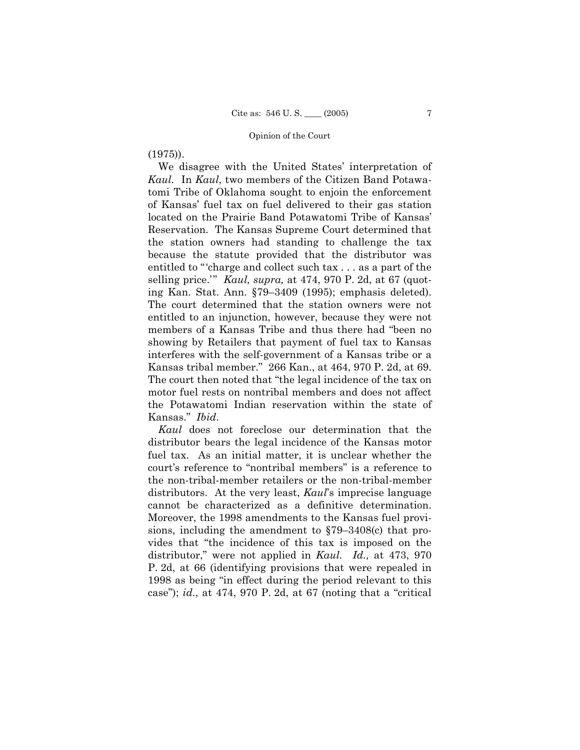(1975)).

We disagree with the United States' interpretation of *Kaul*. In *Kaul*, two members of the Citizen Band Potawatomi Tribe of Oklahoma sought to enjoin the enforcement of Kansas' fuel tax on fuel delivered to their gas station located on the Prairie Band Potawatomi Tribe of Kansas' Reservation. The Kansas Supreme Court determined that the station owners had standing to challenge the tax because the statute provided that the distributor was entitled to "'charge and collect such tax . . . as a part of the selling price.'" *Kaul, supra,* at 474, 970 P. 2d, at 67 (quoting Kan. Stat. Ann. §79–3409 (1995); emphasis deleted). The court determined that the station owners were not entitled to an injunction, however, because they were not members of a Kansas Tribe and thus there had "been no showing by Retailers that payment of fuel tax to Kansas interferes with the self-government of a Kansas tribe or a Kansas tribal member." 266 Kan., at 464, 970 P. 2d, at 69. The court then noted that "the legal incidence of the tax on motor fuel rests on nontribal members and does not affect the Potawatomi Indian reservation within the state of Kansas." *Ibid*.

*Kaul* does not foreclose our determination that the distributor bears the legal incidence of the Kansas motor fuel tax. As an initial matter, it is unclear whether the court's reference to "nontribal members" is a reference to the non-tribal-member retailers or the non-tribal-member distributors. At the very least, *Kaul*'s imprecise language cannot be characterized as a definitive determination. Moreover, the 1998 amendments to the Kansas fuel provisions, including the amendment to §79–3408(c) that provides that "the incidence of this tax is imposed on the distributor," were not applied in *Kaul*. *Id.,* at 473, 970 P. 2d, at 66 (identifying provisions that were repealed in 1998 as being "in effect during the period relevant to this case"); *id.*, at 474, 970 P. 2d, at 67 (noting that a "critical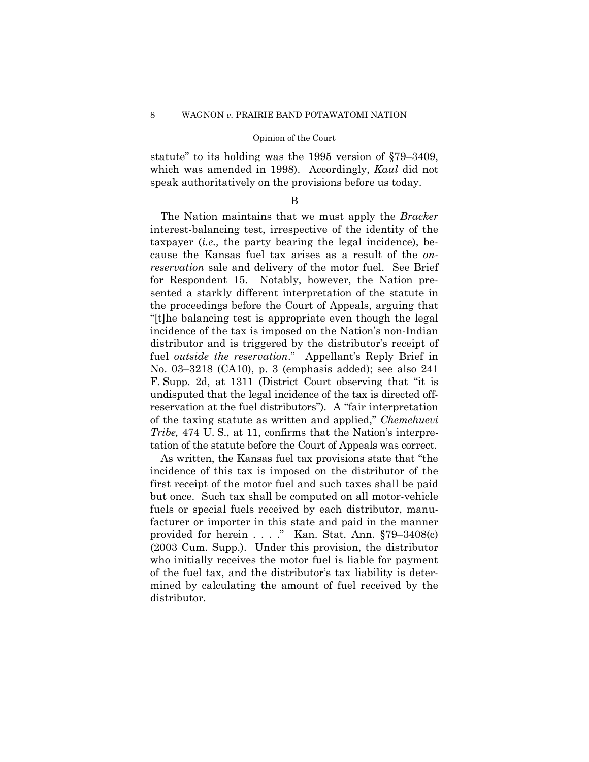statute" to its holding was the 1995 version of §79–3409, which was amended in 1998). Accordingly, *Kaul* did not speak authoritatively on the provisions before us today.

B

The Nation maintains that we must apply the *Bracker* interest-balancing test, irrespective of the identity of the taxpayer (*i.e.,* the party bearing the legal incidence), because the Kansas fuel tax arises as a result of the *on-reservation* sale and delivery of the motor fuel. See Brief for Respondent 15. Notably, however, the Nation presented a starkly different interpretation of the statute in the proceedings before the Court of Appeals, arguing that "[t]he balancing test is appropriate even though the legal incidence of the tax is imposed on the Nation's non-Indian distributor and is triggered by the distributor's receipt of fuel *outside the reservation*." Appellant's Reply Brief in No. 03–3218 (CA10), p. 3 (emphasis added); see also 241 F. Supp. 2d, at 1311 (District Court observing that "it is undisputed that the legal incidence of the tax is directed off-reservation at the fuel distributors"). A "fair interpretation of the taxing statute as written and applied," *Chemehuevi Tribe,* 474 U. S., at 11, confirms that the Nation's interpretation of the statute before the Court of Appeals was correct.

As written, the Kansas fuel tax provisions state that "the incidence of this tax is imposed on the distributor of the first receipt of the motor fuel and such taxes shall be paid but once. Such tax shall be computed on all motor-vehicle fuels or special fuels received by each distributor, manufacturer or importer in this state and paid in the manner provided for herein . . . ." Kan. Stat. Ann. §79–3408(c) (2003 Cum. Supp.). Under this provision, the distributor who initially receives the motor fuel is liable for payment of the fuel tax, and the distributor's tax liability is determined by calculating the amount of fuel received by the distributor.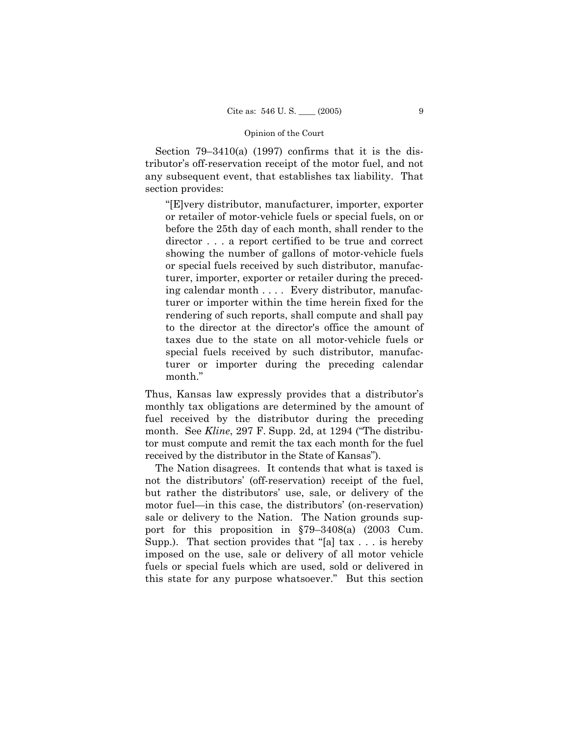Section 79–3410(a) (1997) confirms that it is the distributor's off-reservation receipt of the motor fuel, and not any subsequent event, that establishes tax liability. That section provides:

> "[E]very distributor, manufacturer, importer, exporter or retailer of motor-vehicle fuels or special fuels, on or before the 25th day of each month, shall render to the director . . . a report certified to be true and correct showing the number of gallons of motor-vehicle fuels or special fuels received by such distributor, manufacturer, importer, exporter or retailer during the preceding calendar month . . . . Every distributor, manufacturer or importer within the time herein fixed for the rendering of such reports, shall compute and shall pay to the director at the director's office the amount of taxes due to the state on all motor-vehicle fuels or special fuels received by such distributor, manufacturer or importer during the preceding calendar month."

Thus, Kansas law expressly provides that a distributor's monthly tax obligations are determined by the amount of fuel received by the distributor during the preceding month. See *Kline*, 297 F. Supp. 2d, at 1294 ("The distributor must compute and remit the tax each month for the fuel received by the distributor in the State of Kansas").

The Nation disagrees. It contends that what is taxed is not the distributors' (off-reservation) receipt of the fuel, but rather the distributors' use, sale, or delivery of the motor fuel—in this case, the distributors' (on-reservation) sale or delivery to the Nation. The Nation grounds support for this proposition in §79–3408(a) (2003 Cum. Supp.). That section provides that "[a] tax . . . is hereby imposed on the use, sale or delivery of all motor vehicle fuels or special fuels which are used, sold or delivered in this state for any purpose whatsoever." But this section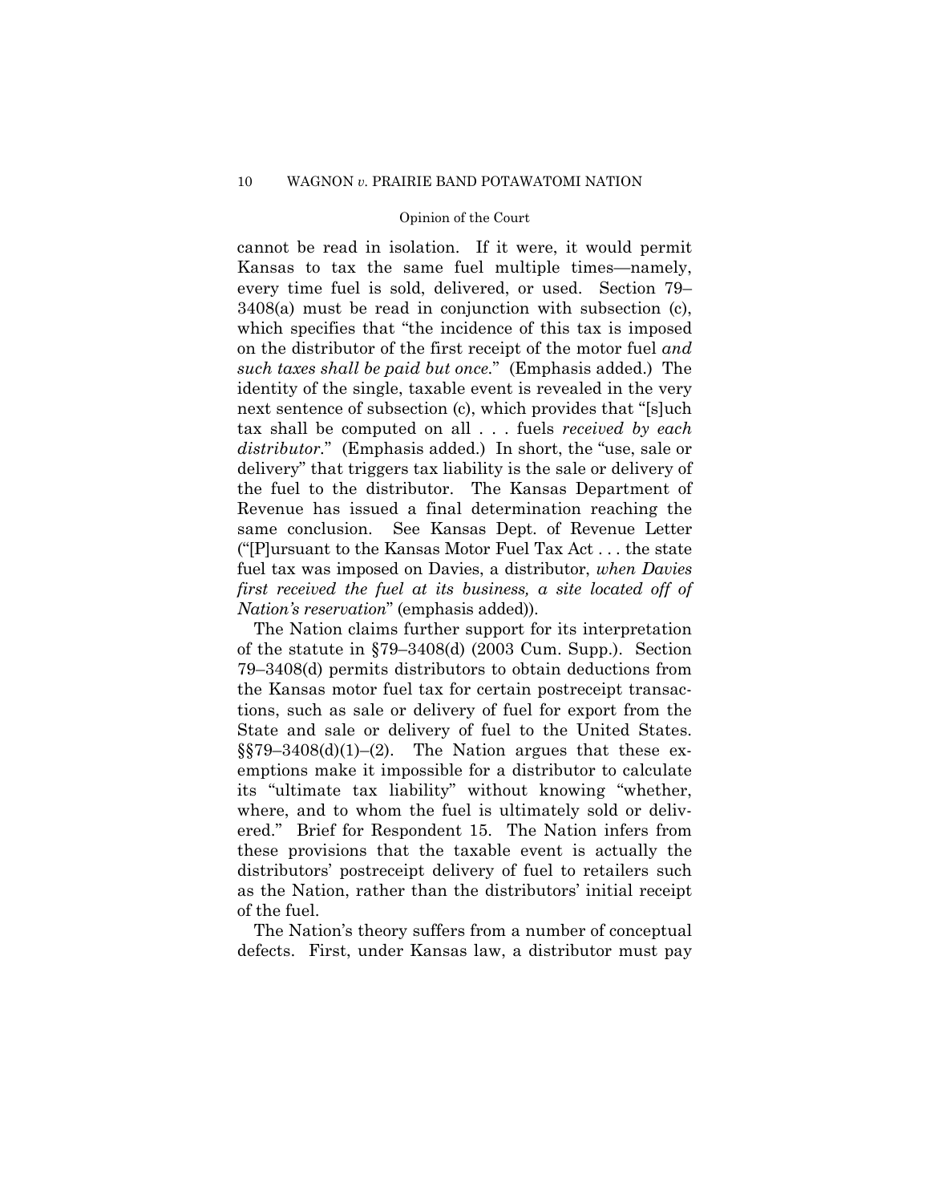cannot be read in isolation. If it were, it would permit Kansas to tax the same fuel multiple times—namely, every time fuel is sold, delivered, or used. Section 79–3408(a) must be read in conjunction with subsection (c), which specifies that "the incidence of this tax is imposed on the distributor of the first receipt of the motor fuel *and such taxes shall be paid but once*." (Emphasis added.) The identity of the single, taxable event is revealed in the very next sentence of subsection (c), which provides that "[s]uch tax shall be computed on all . . . fuels *received by each distributor*." (Emphasis added.) In short, the "use, sale or delivery" that triggers tax liability is the sale or delivery of the fuel to the distributor. The Kansas Department of Revenue has issued a final determination reaching the same conclusion. See Kansas Dept. of Revenue Letter ("[P]ursuant to the Kansas Motor Fuel Tax Act . . . the state fuel tax was imposed on Davies, a distributor, *when Davies first received the fuel at its business, a site located off of Nation's reservation*" (emphasis added)).

The Nation claims further support for its interpretation of the statute in §79–3408(d) (2003 Cum. Supp.). Section 79–3408(d) permits distributors to obtain deductions from the Kansas motor fuel tax for certain postreceipt transactions, such as sale or delivery of fuel for export from the State and sale or delivery of fuel to the United States. §§79–3408(d)(1)–(2). The Nation argues that these exemptions make it impossible for a distributor to calculate its "ultimate tax liability" without knowing "whether, where, and to whom the fuel is ultimately sold or delivered." Brief for Respondent 15. The Nation infers from these provisions that the taxable event is actually the distributors' postreceipt delivery of fuel to retailers such as the Nation, rather than the distributors' initial receipt of the fuel.

The Nation's theory suffers from a number of conceptual defects. First, under Kansas law, a distributor must pay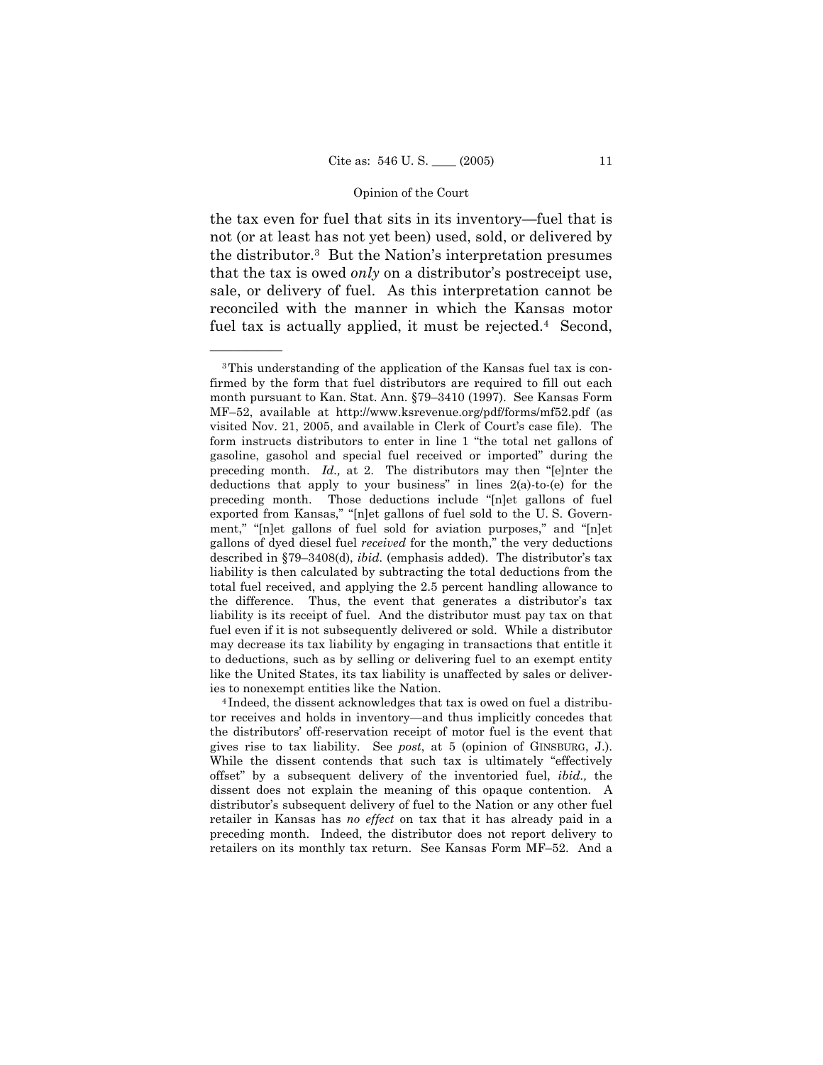the tax even for fuel that sits in its inventory—fuel that is not (or at least has not yet been) used, sold, or delivered by the distributor.[3] But the Nation's interpretation presumes that the tax is owed *only* on a distributor's postreceipt use, sale, or delivery of fuel. As this interpretation cannot be reconciled with the manner in which the Kansas motor fuel tax is actually applied, it must be rejected.[4] Second,

---

[3] This understanding of the application of the Kansas fuel tax is confirmed by the form that fuel distributors are required to fill out each month pursuant to Kan. Stat. Ann. §79–3410 (1997). See Kansas Form MF–52, available at http://www.ksrevenue.org/pdf/forms/mf52.pdf (as visited Nov. 21, 2005, and available in Clerk of Court's case file). The form instructs distributors to enter in line 1 "the total net gallons of gasoline, gasohol and special fuel received or imported" during the preceding month. *Id.,* at 2. The distributors may then "[e]nter the deductions that apply to your business" in lines 2(a)-to-(e) for the preceding month. Those deductions include "[n]et gallons of fuel exported from Kansas," "[n]et gallons of fuel sold to the U. S. Government," "[n]et gallons of fuel sold for aviation purposes," and "[n]et gallons of dyed diesel fuel *received* for the month," the very deductions described in §79–3408(d), *ibid.* (emphasis added). The distributor's tax liability is then calculated by subtracting the total deductions from the total fuel received, and applying the 2.5 percent handling allowance to the difference. Thus, the event that generates a distributor's tax liability is its receipt of fuel. And the distributor must pay tax on that fuel even if it is not subsequently delivered or sold. While a distributor may decrease its tax liability by engaging in transactions that entitle it to deductions, such as by selling or delivering fuel to an exempt entity like the United States, its tax liability is unaffected by sales or deliveries to nonexempt entities like the Nation.

[4] Indeed, the dissent acknowledges that tax is owed on fuel a distributor receives and holds in inventory—and thus implicitly concedes that the distributors' off-reservation receipt of motor fuel is the event that gives rise to tax liability. See *post*, at 5 (opinion of GINSBURG, J.). While the dissent contends that such tax is ultimately "effectively offset" by a subsequent delivery of the inventoried fuel, *ibid.,* the dissent does not explain the meaning of this opaque contention. A distributor's subsequent delivery of fuel to the Nation or any other fuel retailer in Kansas has *no effect* on tax that it has already paid in a preceding month. Indeed, the distributor does not report delivery to retailers on its monthly tax return. See Kansas Form MF–52. And a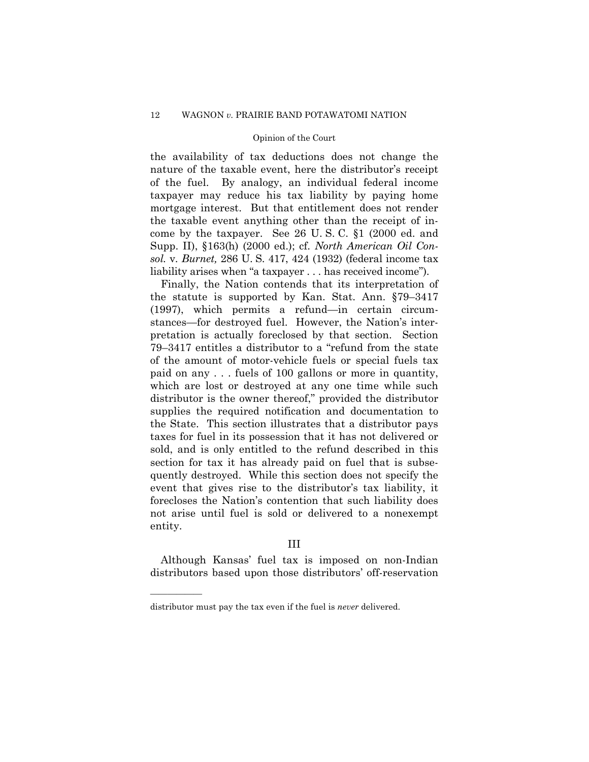the availability of tax deductions does not change the nature of the taxable event, here the distributor's receipt of the fuel. By analogy, an individual federal income taxpayer may reduce his tax liability by paying home mortgage interest. But that entitlement does not render the taxable event anything other than the receipt of income by the taxpayer. See 26 U. S. C. §1 (2000 ed. and Supp. II), §163(h) (2000 ed.); cf. *North American Oil Consol.* v. *Burnet,* 286 U. S. 417, 424 (1932) (federal income tax liability arises when "a taxpayer . . . has received income").

Finally, the Nation contends that its interpretation of the statute is supported by Kan. Stat. Ann. §79–3417 (1997), which permits a refund—in certain circumstances—for destroyed fuel. However, the Nation's interpretation is actually foreclosed by that section. Section 79–3417 entitles a distributor to a "refund from the state of the amount of motor-vehicle fuels or special fuels tax paid on any . . . fuels of 100 gallons or more in quantity, which are lost or destroyed at any one time while such distributor is the owner thereof," provided the distributor supplies the required notification and documentation to the State. This section illustrates that a distributor pays taxes for fuel in its possession that it has not delivered or sold, and is only entitled to the refund described in this section for tax it has already paid on fuel that is subsequently destroyed. While this section does not specify the event that gives rise to the distributor's tax liability, it forecloses the Nation's contention that such liability does not arise until fuel is sold or delivered to a nonexempt entity.

## III

Although Kansas' fuel tax is imposed on non-Indian distributors based upon those distributors' off-reservation

---

distributor must pay the tax even if the fuel is *never* delivered.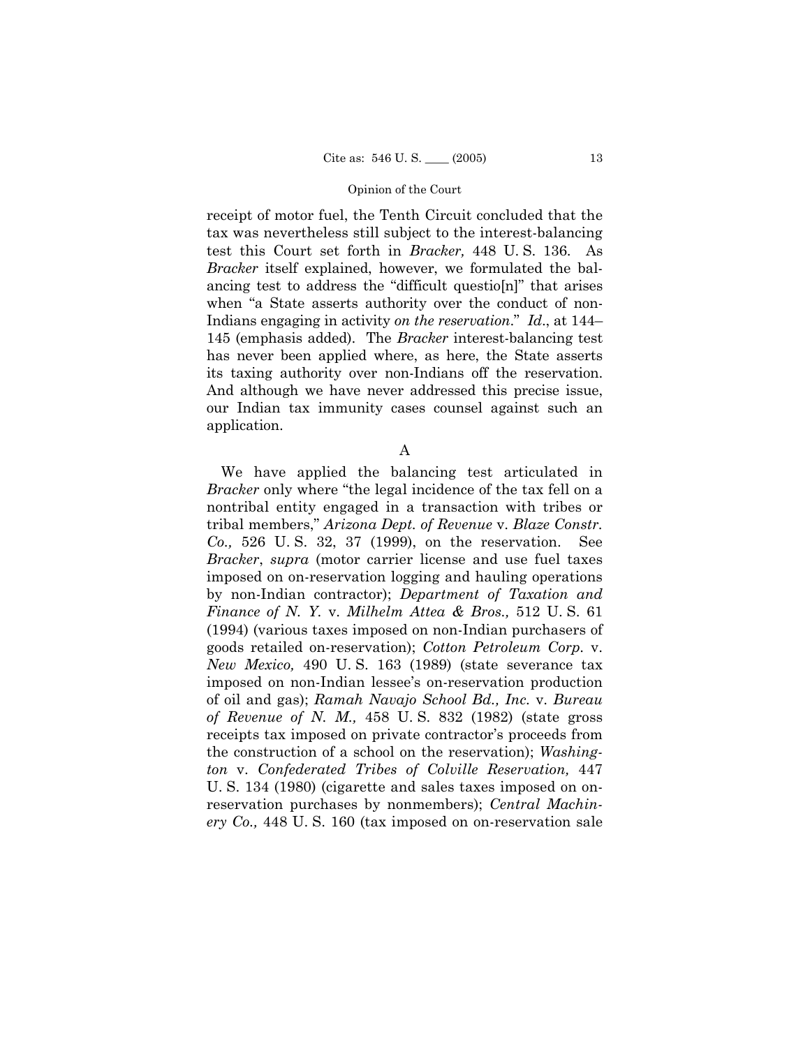receipt of motor fuel, the Tenth Circuit concluded that the tax was nevertheless still subject to the interest-balancing test this Court set forth in *Bracker,* 448 U. S. 136. As *Bracker* itself explained, however, we formulated the balancing test to address the "difficult questio[n]" that arises when "a State asserts authority over the conduct of non-Indians engaging in activity *on the reservation*." *Id*., at 144–145 (emphasis added). The *Bracker* interest-balancing test has never been applied where, as here, the State asserts its taxing authority over non-Indians off the reservation. And although we have never addressed this precise issue, our Indian tax immunity cases counsel against such an application.

A

We have applied the balancing test articulated in *Bracker* only where "the legal incidence of the tax fell on a nontribal entity engaged in a transaction with tribes or tribal members," *Arizona Dept. of Revenue* v. *Blaze Constr. Co.,* 526 U. S. 32, 37 (1999), on the reservation. See *Bracker*, *supra* (motor carrier license and use fuel taxes imposed on on-reservation logging and hauling operations by non-Indian contractor); *Department of Taxation and Finance of N. Y.* v. *Milhelm Attea & Bros.,* 512 U. S. 61 (1994) (various taxes imposed on non-Indian purchasers of goods retailed on-reservation); *Cotton Petroleum Corp.* v. *New Mexico,* 490 U. S. 163 (1989) (state severance tax imposed on non-Indian lessee's on-reservation production of oil and gas); *Ramah Navajo School Bd., Inc.* v. *Bureau of Revenue of N. M.,* 458 U. S. 832 (1982) (state gross receipts tax imposed on private contractor's proceeds from the construction of a school on the reservation); *Washington* v. *Confederated Tribes of Colville Reservation,* 447 U. S. 134 (1980) (cigarette and sales taxes imposed on on-reservation purchases by nonmembers); *Central Machinery Co.,* 448 U. S. 160 (tax imposed on on-reservation sale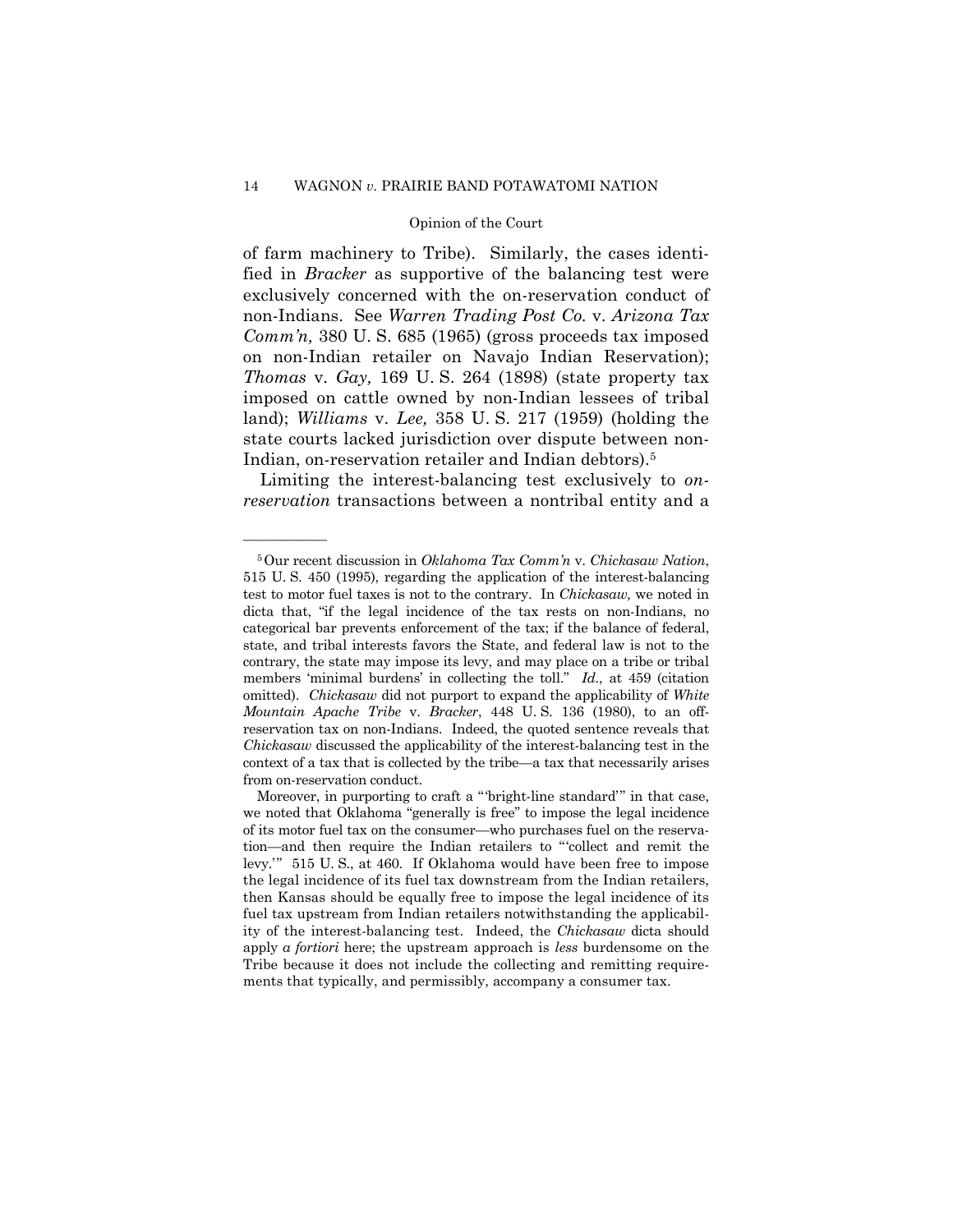of farm machinery to Tribe). Similarly, the cases identified in *Bracker* as supportive of the balancing test were exclusively concerned with the on-reservation conduct of non-Indians. See *Warren Trading Post Co.* v. *Arizona Tax Comm'n,* 380 U. S. 685 (1965) (gross proceeds tax imposed on non-Indian retailer on Navajo Indian Reservation); *Thomas* v. *Gay,* 169 U. S. 264 (1898) (state property tax imposed on cattle owned by non-Indian lessees of tribal land); *Williams* v. *Lee,* 358 U. S. 217 (1959) (holding the state courts lacked jurisdiction over dispute between non-Indian, on-reservation retailer and Indian debtors).[5]

Limiting the interest-balancing test exclusively to *on-reservation* transactions between a nontribal entity and a

---

[5] Our recent discussion in *Oklahoma Tax Comm'n* v. *Chickasaw Nation*, 515 U. S. 450 (1995), regarding the application of the interest-balancing test to motor fuel taxes is not to the contrary. In *Chickasaw,* we noted in dicta that, "if the legal incidence of the tax rests on non-Indians, no categorical bar prevents enforcement of the tax; if the balance of federal, state, and tribal interests favors the State, and federal law is not to the contrary, the state may impose its levy, and may place on a tribe or tribal members 'minimal burdens' in collecting the toll." *Id.*, at 459 (citation omitted). *Chickasaw* did not purport to expand the applicability of *White Mountain Apache Tribe* v. *Bracker*, 448 U. S. 136 (1980), to an off-reservation tax on non-Indians. Indeed, the quoted sentence reveals that *Chickasaw* discussed the applicability of the interest-balancing test in the context of a tax that is collected by the tribe—a tax that necessarily arises from on-reservation conduct.

Moreover, in purporting to craft a "'bright-line standard'" in that case, we noted that Oklahoma "generally is free" to impose the legal incidence of its motor fuel tax on the consumer—who purchases fuel on the reservation—and then require the Indian retailers to "'collect and remit the levy.'" 515 U. S., at 460. If Oklahoma would have been free to impose the legal incidence of its fuel tax downstream from the Indian retailers, then Kansas should be equally free to impose the legal incidence of its fuel tax upstream from Indian retailers notwithstanding the applicability of the interest-balancing test. Indeed, the *Chickasaw* dicta should apply *a fortiori* here; the upstream approach is *less* burdensome on the Tribe because it does not include the collecting and remitting requirements that typically, and permissibly, accompany a consumer tax.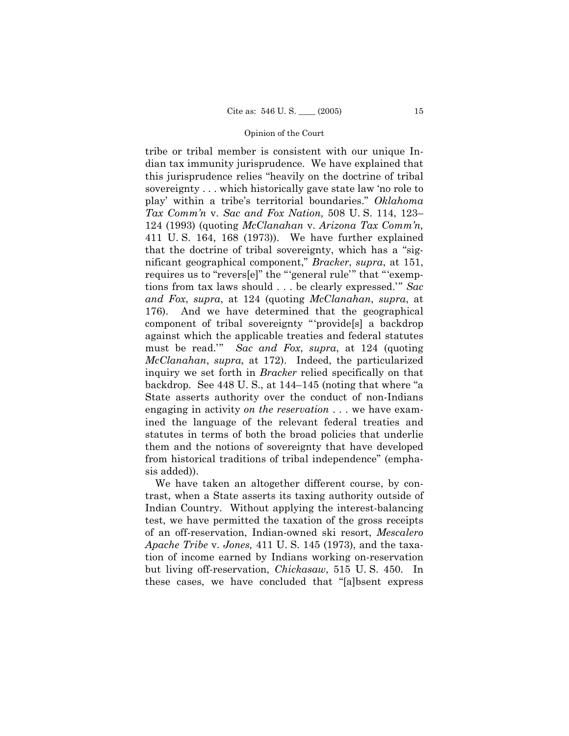tribe or tribal member is consistent with our unique Indian tax immunity jurisprudence. We have explained that this jurisprudence relies "heavily on the doctrine of tribal sovereignty . . . which historically gave state law 'no role to play' within a tribe's territorial boundaries." *Oklahoma Tax Comm'n* v. *Sac and Fox Nation,* 508 U. S. 114, 123–124 (1993) (quoting *McClanahan* v. *Arizona Tax Comm'n,* 411 U. S. 164, 168 (1973)). We have further explained that the doctrine of tribal sovereignty, which has a "significant geographical component," *Bracker*, *supra*, at 151, requires us to "revers[e]" the "'general rule'" that "'exemptions from tax laws should . . . be clearly expressed.'" *Sac and Fox*, *supra*, at 124 (quoting *McClanahan*, *supra*, at 176). And we have determined that the geographical component of tribal sovereignty "'provide[s] a backdrop against which the applicable treaties and federal statutes must be read.'" *Sac and Fox*, *supra*, at 124 (quoting *McClanahan*, *supra*, at 172). Indeed, the particularized inquiry we set forth in *Bracker* relied specifically on that backdrop. See 448 U. S., at 144–145 (noting that where "a State asserts authority over the conduct of non-Indians engaging in activity *on the reservation* . . . we have examined the language of the relevant federal treaties and statutes in terms of both the broad policies that underlie them and the notions of sovereignty that have developed from historical traditions of tribal independence" (emphasis added)).

We have taken an altogether different course, by contrast, when a State asserts its taxing authority outside of Indian Country. Without applying the interest-balancing test, we have permitted the taxation of the gross receipts of an off-reservation, Indian-owned ski resort, *Mescalero Apache Tribe* v. *Jones,* 411 U. S. 145 (1973), and the taxation of income earned by Indians working on-reservation but living off-reservation, *Chickasaw*, 515 U. S. 450. In these cases, we have concluded that "[a]bsent express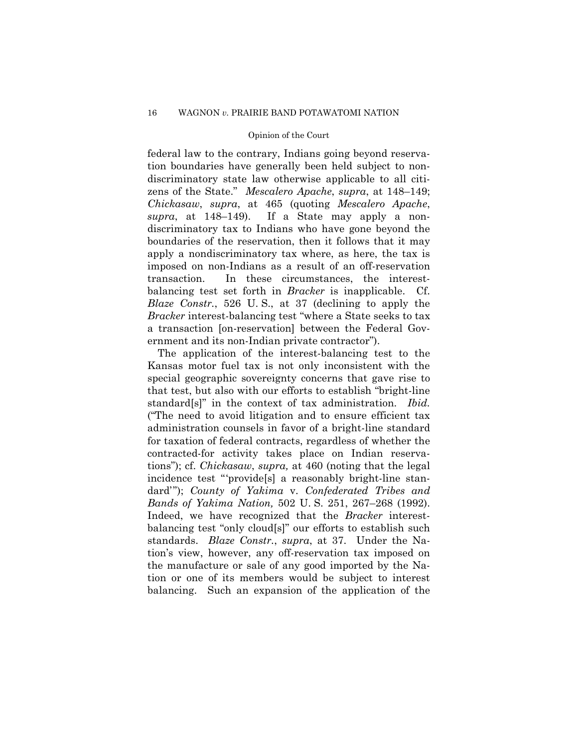federal law to the contrary, Indians going beyond reservation boundaries have generally been held subject to nondiscriminatory state law otherwise applicable to all citizens of the State." *Mescalero Apache*, *supra*, at 148–149; *Chickasaw*, *supra*, at 465 (quoting *Mescalero Apache*, *supra*, at 148–149). If a State may apply a nondiscriminatory tax to Indians who have gone beyond the boundaries of the reservation, then it follows that it may apply a nondiscriminatory tax where, as here, the tax is imposed on non-Indians as a result of an off-reservation transaction. In these circumstances, the interest-balancing test set forth in *Bracker* is inapplicable. Cf. *Blaze Constr.*, 526 U. S., at 37 (declining to apply the *Bracker* interest-balancing test "where a State seeks to tax a transaction [on-reservation] between the Federal Government and its non-Indian private contractor").

The application of the interest-balancing test to the Kansas motor fuel tax is not only inconsistent with the special geographic sovereignty concerns that gave rise to that test, but also with our efforts to establish "bright-line standard[s]" in the context of tax administration. *Ibid.* ("The need to avoid litigation and to ensure efficient tax administration counsels in favor of a bright-line standard for taxation of federal contracts, regardless of whether the contracted-for activity takes place on Indian reservations"); cf. *Chickasaw*, *supra,* at 460 (noting that the legal incidence test "'provide[s] a reasonably bright-line standard'"); *County of Yakima* v. *Confederated Tribes and Bands of Yakima Nation,* 502 U. S. 251, 267–268 (1992). Indeed, we have recognized that the *Bracker* interest-balancing test "only cloud[s]" our efforts to establish such standards. *Blaze Constr.*, *supra*, at 37. Under the Nation's view, however, any off-reservation tax imposed on the manufacture or sale of any good imported by the Nation or one of its members would be subject to interest balancing. Such an expansion of the application of the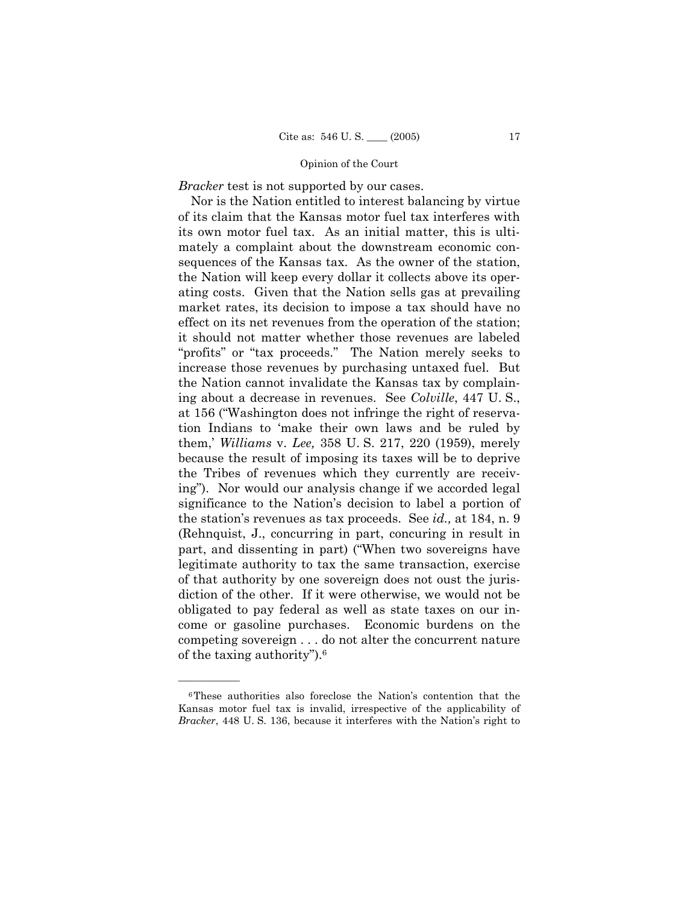*Bracker* test is not supported by our cases.

Nor is the Nation entitled to interest balancing by virtue of its claim that the Kansas motor fuel tax interferes with its own motor fuel tax. As an initial matter, this is ultimately a complaint about the downstream economic consequences of the Kansas tax. As the owner of the station, the Nation will keep every dollar it collects above its operating costs. Given that the Nation sells gas at prevailing market rates, its decision to impose a tax should have no effect on its net revenues from the operation of the station; it should not matter whether those revenues are labeled "profits" or "tax proceeds." The Nation merely seeks to increase those revenues by purchasing untaxed fuel. But the Nation cannot invalidate the Kansas tax by complaining about a decrease in revenues. See *Colville*, 447 U. S., at 156 ("Washington does not infringe the right of reservation Indians to 'make their own laws and be ruled by them,' *Williams* v. *Lee,* 358 U. S. 217, 220 (1959), merely because the result of imposing its taxes will be to deprive the Tribes of revenues which they currently are receiving"). Nor would our analysis change if we accorded legal significance to the Nation's decision to label a portion of the station's revenues as tax proceeds. See *id.,* at 184, n. 9 (Rehnquist, J., concurring in part, concuring in result in part, and dissenting in part) ("When two sovereigns have legitimate authority to tax the same transaction, exercise of that authority by one sovereign does not oust the jurisdiction of the other. If it were otherwise, we would not be obligated to pay federal as well as state taxes on our income or gasoline purchases. Economic burdens on the competing sovereign . . . do not alter the concurrent nature of the taxing authority").[6]

---

[6] These authorities also foreclose the Nation's contention that the Kansas motor fuel tax is invalid, irrespective of the applicability of *Bracker*, 448 U. S. 136, because it interferes with the Nation's right to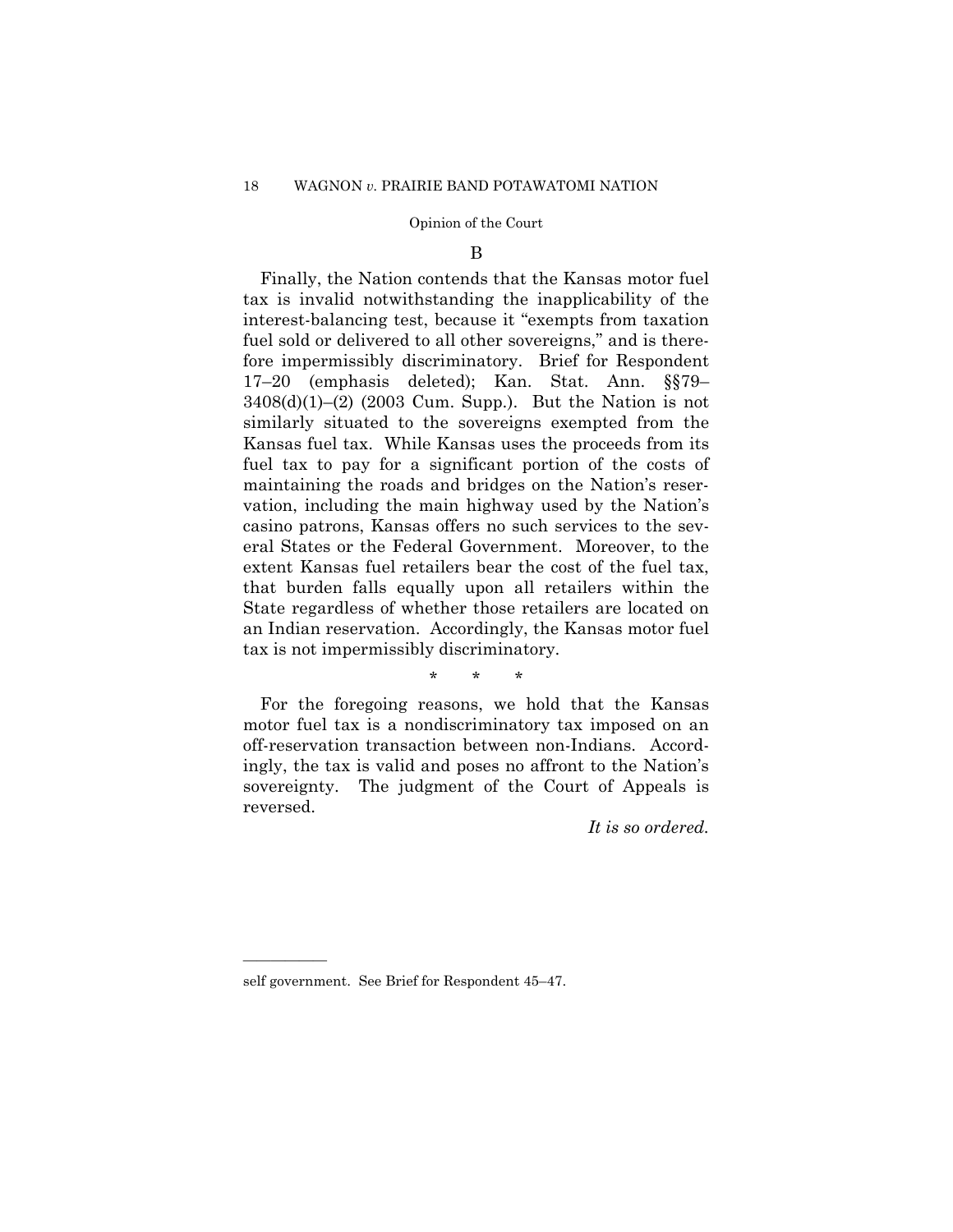### B

Finally, the Nation contends that the Kansas motor fuel tax is invalid notwithstanding the inapplicability of the interest-balancing test, because it "exempts from taxation fuel sold or delivered to all other sovereigns," and is therefore impermissibly discriminatory. Brief for Respondent 17–20 (emphasis deleted); Kan. Stat. Ann. §§79–3408(d)(1)–(2) (2003 Cum. Supp.). But the Nation is not similarly situated to the sovereigns exempted from the Kansas fuel tax. While Kansas uses the proceeds from its fuel tax to pay for a significant portion of the costs of maintaining the roads and bridges on the Nation's reservation, including the main highway used by the Nation's casino patrons, Kansas offers no such services to the several States or the Federal Government. Moreover, to the extent Kansas fuel retailers bear the cost of the fuel tax, that burden falls equally upon all retailers within the State regardless of whether those retailers are located on an Indian reservation. Accordingly, the Kansas motor fuel tax is not impermissibly discriminatory.

\* \* \*

For the foregoing reasons, we hold that the Kansas motor fuel tax is a nondiscriminatory tax imposed on an off-reservation transaction between non-Indians. Accordingly, the tax is valid and poses no affront to the Nation's sovereignty. The judgment of the Court of Appeals is reversed.

*It is so ordered.*

---

self government. See Brief for Respondent 45–47.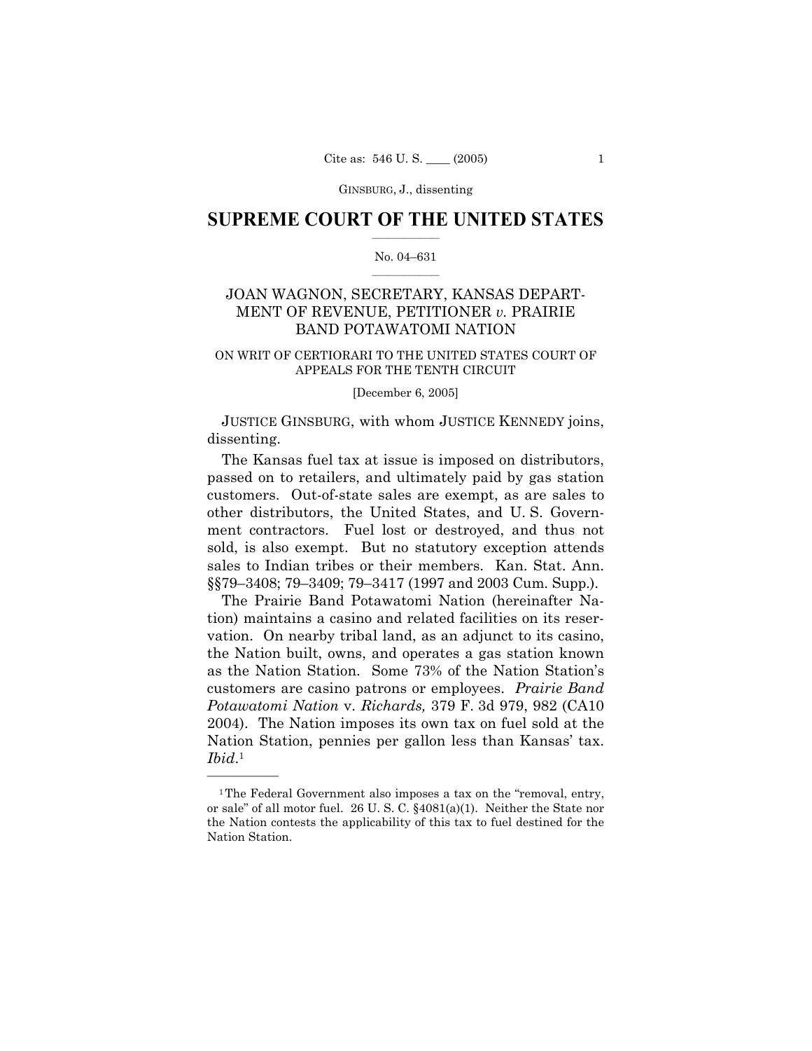# SUPREME COURT OF THE UNITED STATES

No. 04–631

JOAN WAGNON, SECRETARY, KANSAS DEPARTMENT OF REVENUE, PETITIONER *v.* PRAIRIE BAND POTAWATOMI NATION

ON WRIT OF CERTIORARI TO THE UNITED STATES COURT OF APPEALS FOR THE TENTH CIRCUIT

[December 6, 2005]

JUSTICE GINSBURG, with whom JUSTICE KENNEDY joins, dissenting.

The Kansas fuel tax at issue is imposed on distributors, passed on to retailers, and ultimately paid by gas station customers. Out-of-state sales are exempt, as are sales to other distributors, the United States, and U. S. Government contractors. Fuel lost or destroyed, and thus not sold, is also exempt. But no statutory exception attends sales to Indian tribes or their members. Kan. Stat. Ann. §§79–3408; 79–3409; 79–3417 (1997 and 2003 Cum. Supp.).

The Prairie Band Potawatomi Nation (hereinafter Nation) maintains a casino and related facilities on its reservation. On nearby tribal land, as an adjunct to its casino, the Nation built, owns, and operates a gas station known as the Nation Station. Some 73% of the Nation Station's customers are casino patrons or employees. *Prairie Band Potawatomi Nation* v. *Richards,* 379 F. 3d 979, 982 (CA10 2004). The Nation imposes its own tax on fuel sold at the Nation Station, pennies per gallon less than Kansas' tax. *Ibid.*[1]

---

[1] The Federal Government also imposes a tax on the "removal, entry, or sale" of all motor fuel. 26 U. S. C. §4081(a)(1). Neither the State nor the Nation contests the applicability of this tax to fuel destined for the Nation Station.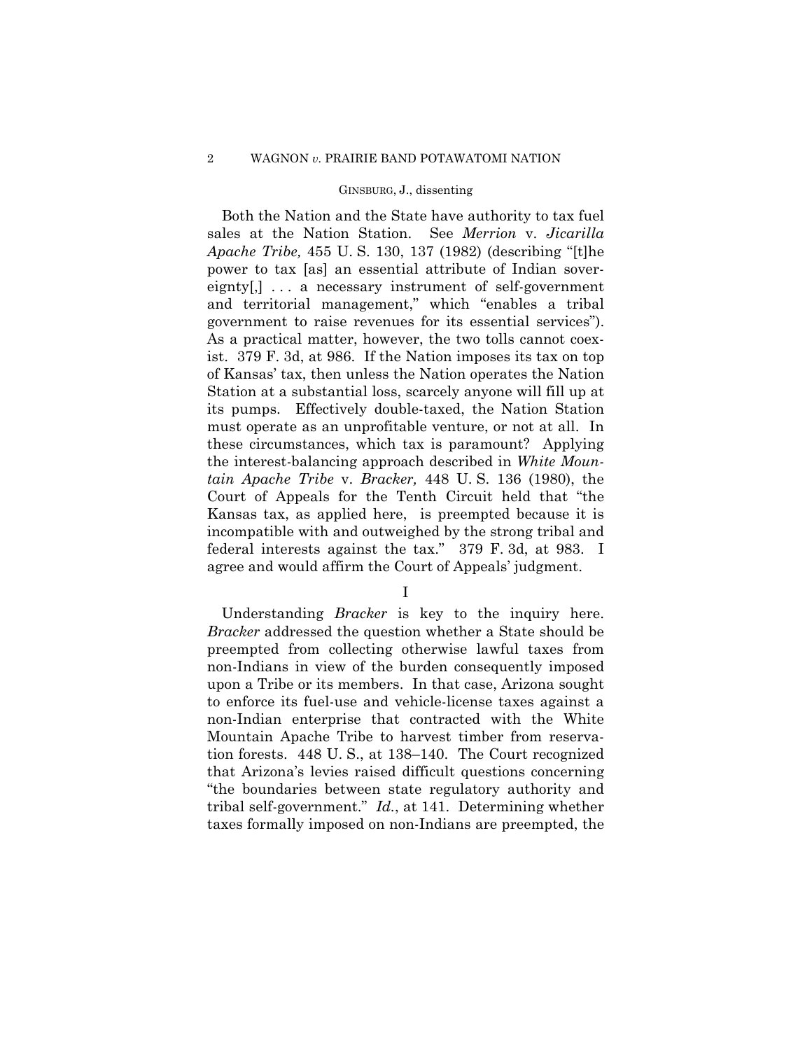Both the Nation and the State have authority to tax fuel sales at the Nation Station. See *Merrion* v. *Jicarilla Apache Tribe,* 455 U. S. 130, 137 (1982) (describing "[t]he power to tax [as] an essential attribute of Indian sovereignty[,] . . . a necessary instrument of self-government and territorial management," which "enables a tribal government to raise revenues for its essential services"). As a practical matter, however, the two tolls cannot coexist. 379 F. 3d, at 986. If the Nation imposes its tax on top of Kansas' tax, then unless the Nation operates the Nation Station at a substantial loss, scarcely anyone will fill up at its pumps. Effectively double-taxed, the Nation Station must operate as an unprofitable venture, or not at all. In these circumstances, which tax is paramount? Applying the interest-balancing approach described in *White Mountain Apache Tribe* v. *Bracker,* 448 U. S. 136 (1980), the Court of Appeals for the Tenth Circuit held that "the Kansas tax, as applied here, is preempted because it is incompatible with and outweighed by the strong tribal and federal interests against the tax." 379 F. 3d, at 983. I agree and would affirm the Court of Appeals' judgment.

## I

Understanding *Bracker* is key to the inquiry here. *Bracker* addressed the question whether a State should be preempted from collecting otherwise lawful taxes from non-Indians in view of the burden consequently imposed upon a Tribe or its members. In that case, Arizona sought to enforce its fuel-use and vehicle-license taxes against a non-Indian enterprise that contracted with the White Mountain Apache Tribe to harvest timber from reservation forests. 448 U. S., at 138–140. The Court recognized that Arizona's levies raised difficult questions concerning "the boundaries between state regulatory authority and tribal self-government." *Id.*, at 141. Determining whether taxes formally imposed on non-Indians are preempted, the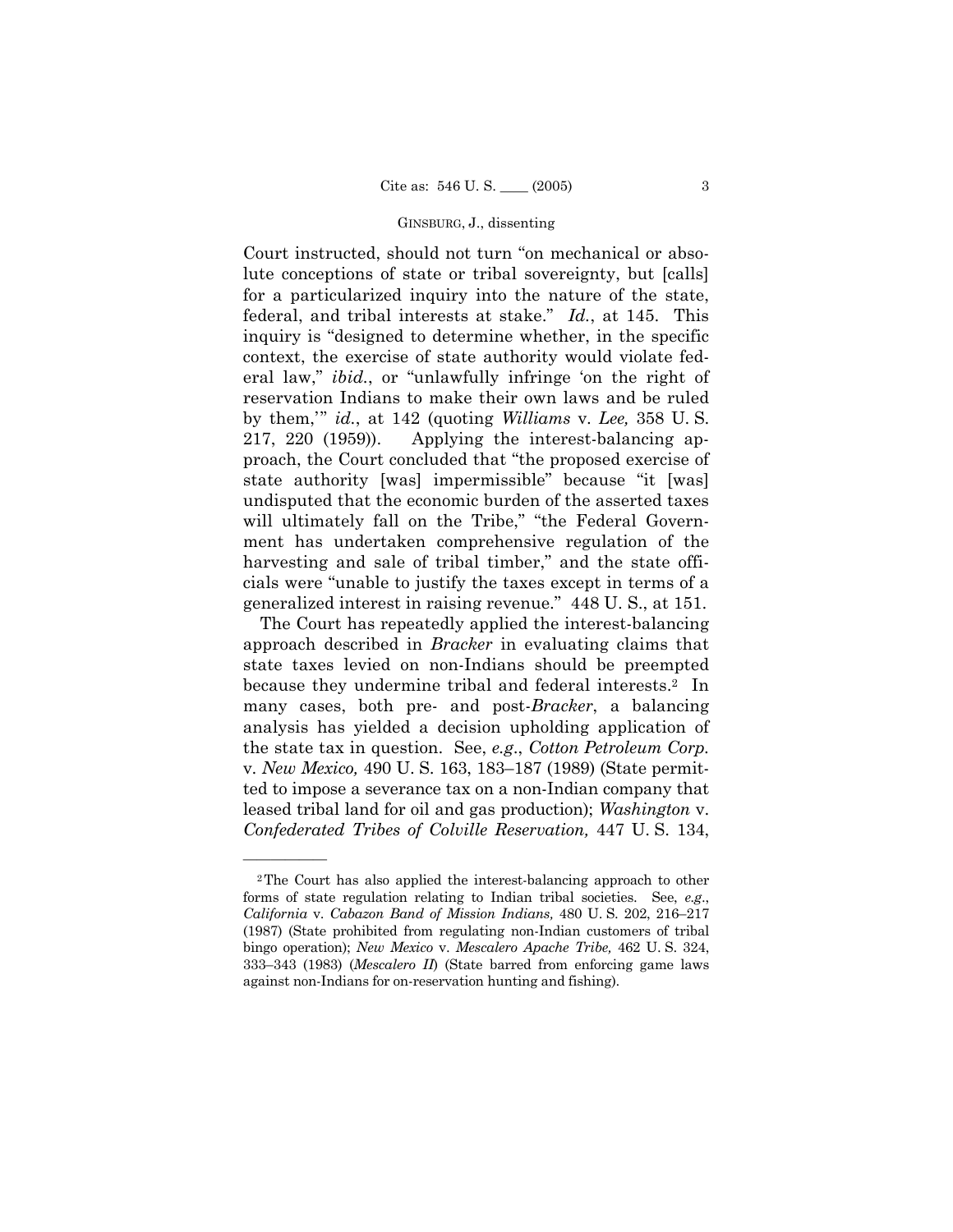Court instructed, should not turn "on mechanical or absolute conceptions of state or tribal sovereignty, but [calls] for a particularized inquiry into the nature of the state, federal, and tribal interests at stake." *Id.*, at 145. This inquiry is "designed to determine whether, in the specific context, the exercise of state authority would violate federal law," *ibid.*, or "unlawfully infringe 'on the right of reservation Indians to make their own laws and be ruled by them,'" *id.*, at 142 (quoting *Williams* v. *Lee,* 358 U. S. 217, 220 (1959)). Applying the interest-balancing approach, the Court concluded that "the proposed exercise of state authority [was] impermissible" because "it [was] undisputed that the economic burden of the asserted taxes will ultimately fall on the Tribe," "the Federal Government has undertaken comprehensive regulation of the harvesting and sale of tribal timber," and the state officials were "unable to justify the taxes except in terms of a generalized interest in raising revenue." 448 U. S., at 151.

The Court has repeatedly applied the interest-balancing approach described in *Bracker* in evaluating claims that state taxes levied on non-Indians should be preempted because they undermine tribal and federal interests.[2] In many cases, both pre- and post-*Bracker*, a balancing analysis has yielded a decision upholding application of the state tax in question. See, *e.g.*, *Cotton Petroleum Corp.* v. *New Mexico,* 490 U. S. 163, 183–187 (1989) (State permitted to impose a severance tax on a non-Indian company that leased tribal land for oil and gas production); *Washington* v. *Confederated Tribes of Colville Reservation,* 447 U. S. 134,

---

[2] The Court has also applied the interest-balancing approach to other forms of state regulation relating to Indian tribal societies. See, *e.g.*, *California* v. *Cabazon Band of Mission Indians,* 480 U. S. 202, 216–217 (1987) (State prohibited from regulating non-Indian customers of tribal bingo operation); *New Mexico* v. *Mescalero Apache Tribe,* 462 U. S. 324, 333–343 (1983) (*Mescalero II*) (State barred from enforcing game laws against non-Indians for on-reservation hunting and fishing).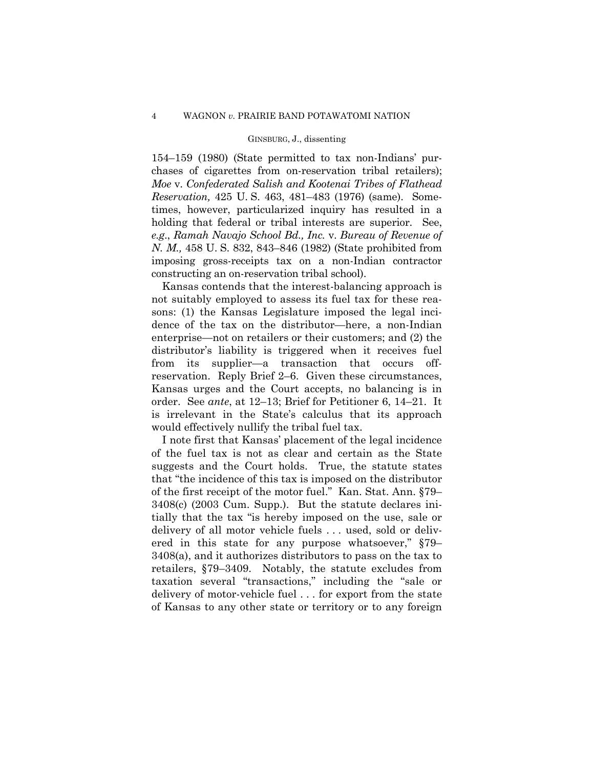154–159 (1980) (State permitted to tax non-Indians' purchases of cigarettes from on-reservation tribal retailers); *Moe* v. *Confederated Salish and Kootenai Tribes of Flathead Reservation,* 425 U. S. 463, 481–483 (1976) (same). Sometimes, however, particularized inquiry has resulted in a holding that federal or tribal interests are superior. See, *e.g.*, *Ramah Navajo School Bd., Inc.* v. *Bureau of Revenue of N. M.,* 458 U. S. 832, 843–846 (1982) (State prohibited from imposing gross-receipts tax on a non-Indian contractor constructing an on-reservation tribal school).

Kansas contends that the interest-balancing approach is not suitably employed to assess its fuel tax for these reasons: (1) the Kansas Legislature imposed the legal incidence of the tax on the distributor—here, a non-Indian enterprise—not on retailers or their customers; and (2) the distributor's liability is triggered when it receives fuel from its supplier—a transaction that occurs off-reservation. Reply Brief 2–6. Given these circumstances, Kansas urges and the Court accepts, no balancing is in order. See *ante*, at 12–13; Brief for Petitioner 6, 14–21. It is irrelevant in the State's calculus that its approach would effectively nullify the tribal fuel tax.

I note first that Kansas' placement of the legal incidence of the fuel tax is not as clear and certain as the State suggests and the Court holds. True, the statute states that "the incidence of this tax is imposed on the distributor of the first receipt of the motor fuel." Kan. Stat. Ann. §79–3408(c) (2003 Cum. Supp.). But the statute declares initially that the tax "is hereby imposed on the use, sale or delivery of all motor vehicle fuels . . . used, sold or delivered in this state for any purpose whatsoever," §79–3408(a), and it authorizes distributors to pass on the tax to retailers, §79–3409. Notably, the statute excludes from taxation several "transactions," including the "sale or delivery of motor-vehicle fuel . . . for export from the state of Kansas to any other state or territory or to any foreign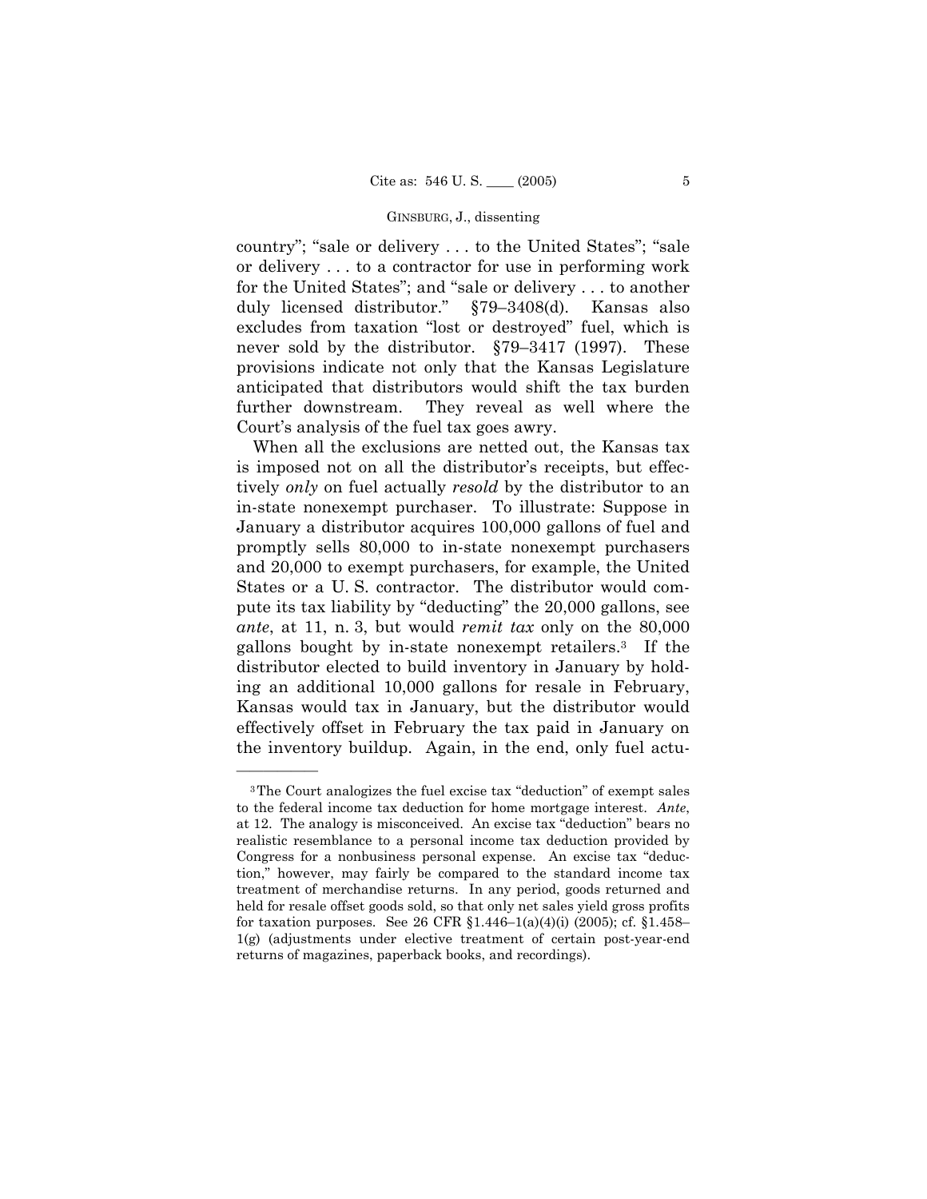country"; "sale or delivery . . . to the United States"; "sale or delivery . . . to a contractor for use in performing work for the United States"; and "sale or delivery . . . to another duly licensed distributor." §79–3408(d). Kansas also excludes from taxation "lost or destroyed" fuel, which is never sold by the distributor. §79–3417 (1997). These provisions indicate not only that the Kansas Legislature anticipated that distributors would shift the tax burden further downstream. They reveal as well where the Court's analysis of the fuel tax goes awry.

When all the exclusions are netted out, the Kansas tax is imposed not on all the distributor's receipts, but effectively *only* on fuel actually *resold* by the distributor to an in-state nonexempt purchaser. To illustrate: Suppose in January a distributor acquires 100,000 gallons of fuel and promptly sells 80,000 to in-state nonexempt purchasers and 20,000 to exempt purchasers, for example, the United States or a U. S. contractor. The distributor would compute its tax liability by "deducting" the 20,000 gallons, see *ante*, at 11, n. 3, but would *remit tax* only on the 80,000 gallons bought by in-state nonexempt retailers.[3] If the distributor elected to build inventory in January by holding an additional 10,000 gallons for resale in February, Kansas would tax in January, but the distributor would effectively offset in February the tax paid in January on the inventory buildup. Again, in the end, only fuel actu-

---

[3] The Court analogizes the fuel excise tax "deduction" of exempt sales to the federal income tax deduction for home mortgage interest. *Ante*, at 12. The analogy is misconceived. An excise tax "deduction" bears no realistic resemblance to a personal income tax deduction provided by Congress for a nonbusiness personal expense. An excise tax "deduction," however, may fairly be compared to the standard income tax treatment of merchandise returns. In any period, goods returned and held for resale offset goods sold, so that only net sales yield gross profits for taxation purposes. See 26 CFR §1.446–1(a)(4)(i) (2005); cf. §1.458–1(g) (adjustments under elective treatment of certain post-year-end returns of magazines, paperback books, and recordings).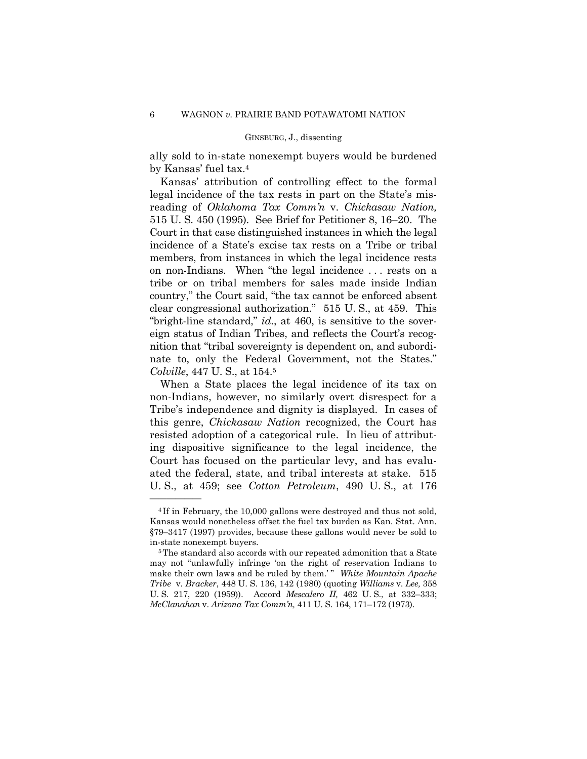ally sold to in-state nonexempt buyers would be burdened by Kansas' fuel tax.[4]

Kansas' attribution of controlling effect to the formal legal incidence of the tax rests in part on the State's misreading of *Oklahoma Tax Comm'n* v. *Chickasaw Nation,* 515 U. S. 450 (1995). See Brief for Petitioner 8, 16–20. The Court in that case distinguished instances in which the legal incidence of a State's excise tax rests on a Tribe or tribal members, from instances in which the legal incidence rests on non-Indians. When "the legal incidence . . . rests on a tribe or on tribal members for sales made inside Indian country," the Court said, "the tax cannot be enforced absent clear congressional authorization." 515 U. S., at 459. This "bright-line standard," *id.*, at 460, is sensitive to the sovereign status of Indian Tribes, and reflects the Court's recognition that "tribal sovereignty is dependent on, and subordinate to, only the Federal Government, not the States." *Colville*, 447 U. S., at 154.[5]

When a State places the legal incidence of its tax on non-Indians, however, no similarly overt disrespect for a Tribe's independence and dignity is displayed. In cases of this genre, *Chickasaw Nation* recognized, the Court has resisted adoption of a categorical rule. In lieu of attributing dispositive significance to the legal incidence, the Court has focused on the particular levy, and has evaluated the federal, state, and tribal interests at stake. 515 U. S., at 459; see *Cotton Petroleum*, 490 U. S., at 176

---

[4] If in February, the 10,000 gallons were destroyed and thus not sold, Kansas would nonetheless offset the fuel tax burden as Kan. Stat. Ann. §79–3417 (1997) provides, because these gallons would never be sold to in-state nonexempt buyers.

[5] The standard also accords with our repeated admonition that a State may not "unlawfully infringe 'on the right of reservation Indians to make their own laws and be ruled by them.'" *White Mountain Apache Tribe* v. *Bracker*, 448 U. S. 136, 142 (1980) (quoting *Williams* v. *Lee,* 358 U. S. 217, 220 (1959)). Accord *Mescalero II,* 462 U. S., at 332–333; *McClanahan* v. *Arizona Tax Comm'n,* 411 U. S. 164, 171–172 (1973).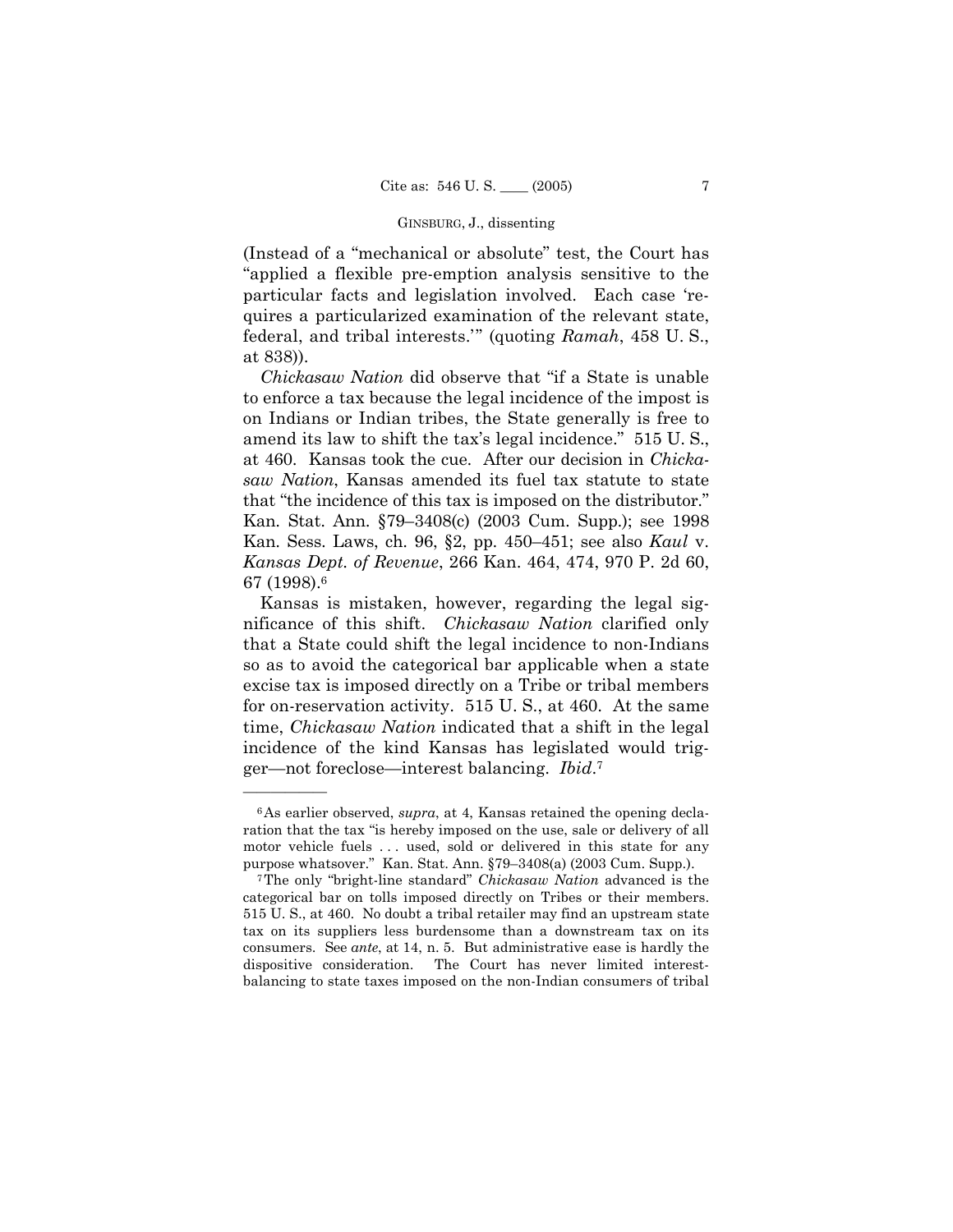(Instead of a "mechanical or absolute" test, the Court has "applied a flexible pre-emption analysis sensitive to the particular facts and legislation involved. Each case 'requires a particularized examination of the relevant state, federal, and tribal interests.'" (quoting *Ramah*, 458 U. S., at 838)).

*Chickasaw Nation* did observe that "if a State is unable to enforce a tax because the legal incidence of the impost is on Indians or Indian tribes, the State generally is free to amend its law to shift the tax's legal incidence." 515 U. S., at 460. Kansas took the cue. After our decision in *Chickasaw Nation*, Kansas amended its fuel tax statute to state that "the incidence of this tax is imposed on the distributor." Kan. Stat. Ann. §79–3408(c) (2003 Cum. Supp.); see 1998 Kan. Sess. Laws, ch. 96, §2, pp. 450–451; see also *Kaul* v. *Kansas Dept. of Revenue*, 266 Kan. 464, 474, 970 P. 2d 60, 67 (1998).[6]

Kansas is mistaken, however, regarding the legal significance of this shift. *Chickasaw Nation* clarified only that a State could shift the legal incidence to non-Indians so as to avoid the categorical bar applicable when a state excise tax is imposed directly on a Tribe or tribal members for on-reservation activity. 515 U. S., at 460. At the same time, *Chickasaw Nation* indicated that a shift in the legal incidence of the kind Kansas has legislated would trigger—not foreclose—interest balancing. *Ibid*.[7]

---

[6] As earlier observed, *supra*, at 4, Kansas retained the opening declaration that the tax "is hereby imposed on the use, sale or delivery of all motor vehicle fuels . . . used, sold or delivered in this state for any purpose whatsoever." Kan. Stat. Ann. §79–3408(a) (2003 Cum. Supp.).

[7] The only "bright-line standard" *Chickasaw Nation* advanced is the categorical bar on tolls imposed directly on Tribes or their members. 515 U. S., at 460. No doubt a tribal retailer may find an upstream state tax on its suppliers less burdensome than a downstream tax on its consumers. See *ante*, at 14, n. 5. But administrative ease is hardly the dispositive consideration. The Court has never limited interest-balancing to state taxes imposed on the non-Indian consumers of tribal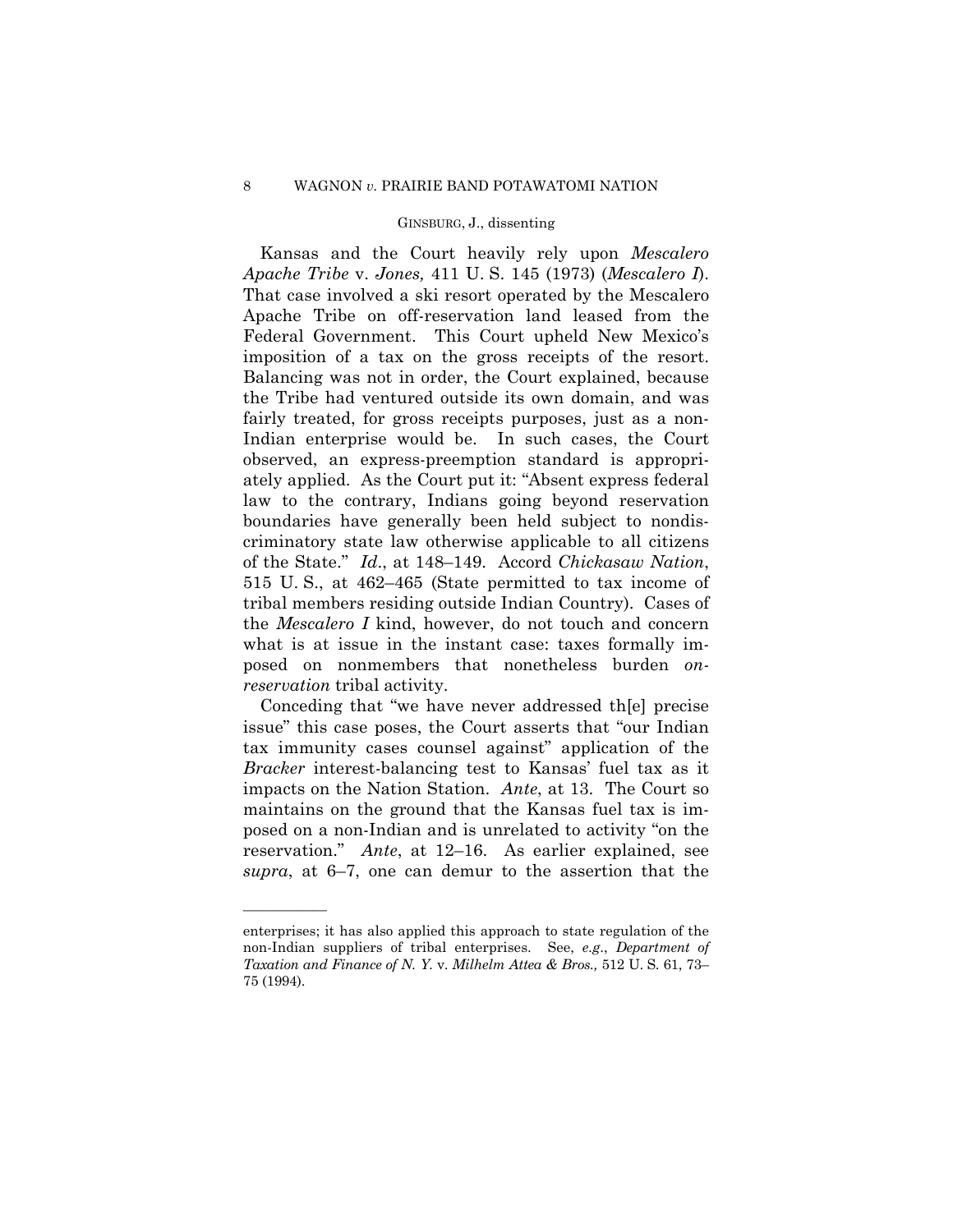Kansas and the Court heavily rely upon *Mescalero Apache Tribe* v. *Jones,* 411 U. S. 145 (1973) (*Mescalero I*). That case involved a ski resort operated by the Mescalero Apache Tribe on off-reservation land leased from the Federal Government. This Court upheld New Mexico's imposition of a tax on the gross receipts of the resort. Balancing was not in order, the Court explained, because the Tribe had ventured outside its own domain, and was fairly treated, for gross receipts purposes, just as a non-Indian enterprise would be. In such cases, the Court observed, an express-preemption standard is appropriately applied. As the Court put it: "Absent express federal law to the contrary, Indians going beyond reservation boundaries have generally been held subject to nondiscriminatory state law otherwise applicable to all citizens of the State." *Id*., at 148–149. Accord *Chickasaw Nation*, 515 U. S., at 462–465 (State permitted to tax income of tribal members residing outside Indian Country). Cases of the *Mescalero I* kind, however, do not touch and concern what is at issue in the instant case: taxes formally imposed on nonmembers that nonetheless burden *on-reservation* tribal activity.

Conceding that "we have never addressed th[e] precise issue" this case poses, the Court asserts that "our Indian tax immunity cases counsel against" application of the *Bracker* interest-balancing test to Kansas' fuel tax as it impacts on the Nation Station. *Ante*, at 13. The Court so maintains on the ground that the Kansas fuel tax is imposed on a non-Indian and is unrelated to activity "on the reservation." *Ante*, at 12–16. As earlier explained, see *supra*, at 6–7, one can demur to the assertion that the

---

enterprises; it has also applied this approach to state regulation of the non-Indian suppliers of tribal enterprises. See, *e.g.*, *Department of Taxation and Finance of N. Y.* v. *Milhelm Attea & Bros.,* 512 U. S. 61, 73–75 (1994).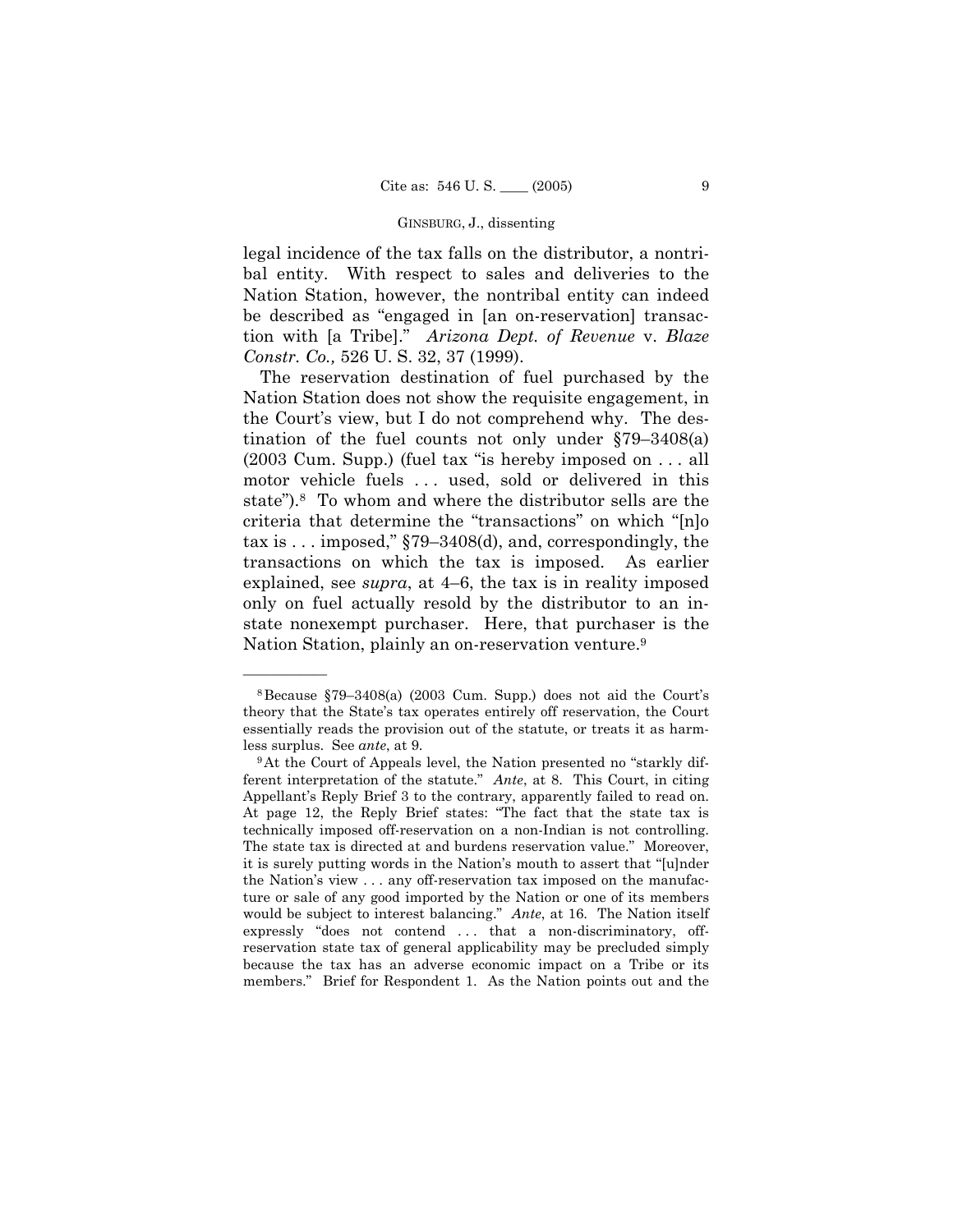legal incidence of the tax falls on the distributor, a nontribal entity. With respect to sales and deliveries to the Nation Station, however, the nontribal entity can indeed be described as "engaged in [an on-reservation] transaction with [a Tribe]." *Arizona Dept. of Revenue* v. *Blaze Constr. Co.,* 526 U. S. 32, 37 (1999).

The reservation destination of fuel purchased by the Nation Station does not show the requisite engagement, in the Court's view, but I do not comprehend why. The destination of the fuel counts not only under §79–3408(a) (2003 Cum. Supp.) (fuel tax "is hereby imposed on . . . all motor vehicle fuels . . . used, sold or delivered in this state").[8] To whom and where the distributor sells are the criteria that determine the "transactions" on which "[n]o tax is . . . imposed," §79–3408(d), and, correspondingly, the transactions on which the tax is imposed. As earlier explained, see *supra*, at 4–6, the tax is in reality imposed only on fuel actually resold by the distributor to an in-state nonexempt purchaser. Here, that purchaser is the Nation Station, plainly an on-reservation venture.[9]

---

[8] Because §79–3408(a) (2003 Cum. Supp.) does not aid the Court's theory that the State's tax operates entirely off reservation, the Court essentially reads the provision out of the statute, or treats it as harmless surplus. See *ante*, at 9.

[9] At the Court of Appeals level, the Nation presented no "starkly different interpretation of the statute." *Ante*, at 8. This Court, in citing Appellant's Reply Brief 3 to the contrary, apparently failed to read on. At page 12, the Reply Brief states: "The fact that the state tax is technically imposed off-reservation on a non-Indian is not controlling. The state tax is directed at and burdens reservation value." Moreover, it is surely putting words in the Nation's mouth to assert that "[u]nder the Nation's view . . . any off-reservation tax imposed on the manufacture or sale of any good imported by the Nation or one of its members would be subject to interest balancing." *Ante*, at 16. The Nation itself expressly "does not contend . . . that a non-discriminatory, off-reservation state tax of general applicability may be precluded simply because the tax has an adverse economic impact on a Tribe or its members." Brief for Respondent 1. As the Nation points out and the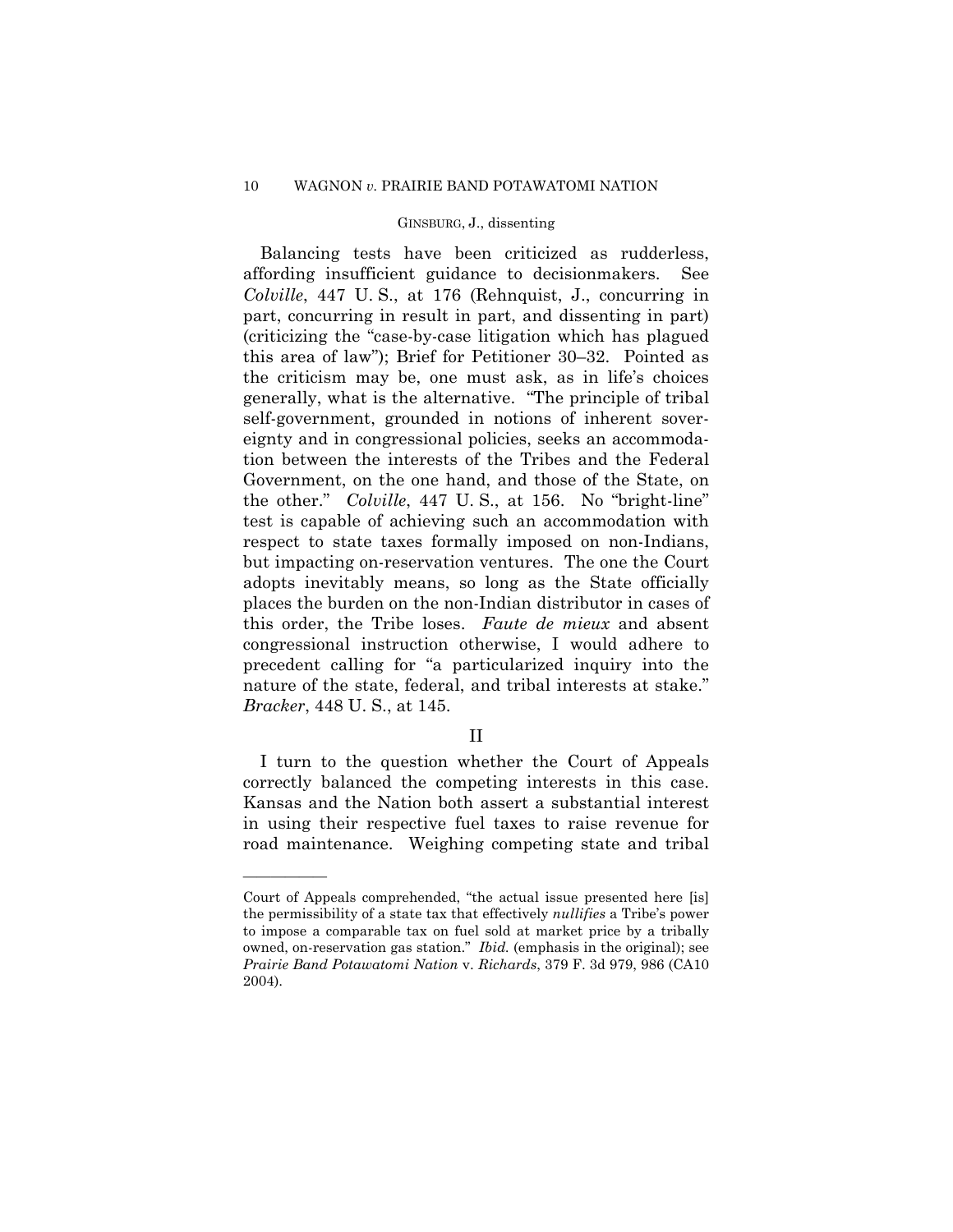Balancing tests have been criticized as rudderless, affording insufficient guidance to decisionmakers. See *Colville*, 447 U. S., at 176 (Rehnquist, J., concurring in part, concurring in result in part, and dissenting in part) (criticizing the "case-by-case litigation which has plagued this area of law"); Brief for Petitioner 30–32. Pointed as the criticism may be, one must ask, as in life's choices generally, what is the alternative. "The principle of tribal self-government, grounded in notions of inherent sovereignty and in congressional policies, seeks an accommodation between the interests of the Tribes and the Federal Government, on the one hand, and those of the State, on the other." *Colville*, 447 U. S., at 156. No "bright-line" test is capable of achieving such an accommodation with respect to state taxes formally imposed on non-Indians, but impacting on-reservation ventures. The one the Court adopts inevitably means, so long as the State officially places the burden on the non-Indian distributor in cases of this order, the Tribe loses. *Faute de mieux* and absent congressional instruction otherwise, I would adhere to precedent calling for "a particularized inquiry into the nature of the state, federal, and tribal interests at stake." *Bracker*, 448 U. S., at 145.

## II

I turn to the question whether the Court of Appeals correctly balanced the competing interests in this case. Kansas and the Nation both assert a substantial interest in using their respective fuel taxes to raise revenue for road maintenance. Weighing competing state and tribal

---

Court of Appeals comprehended, "the actual issue presented here [is] the permissibility of a state tax that effectively *nullifies* a Tribe's power to impose a comparable tax on fuel sold at market price by a tribally owned, on-reservation gas station." *Ibid.* (emphasis in the original); see *Prairie Band Potawatomi Nation* v. *Richards*, 379 F. 3d 979, 986 (CA10 2004).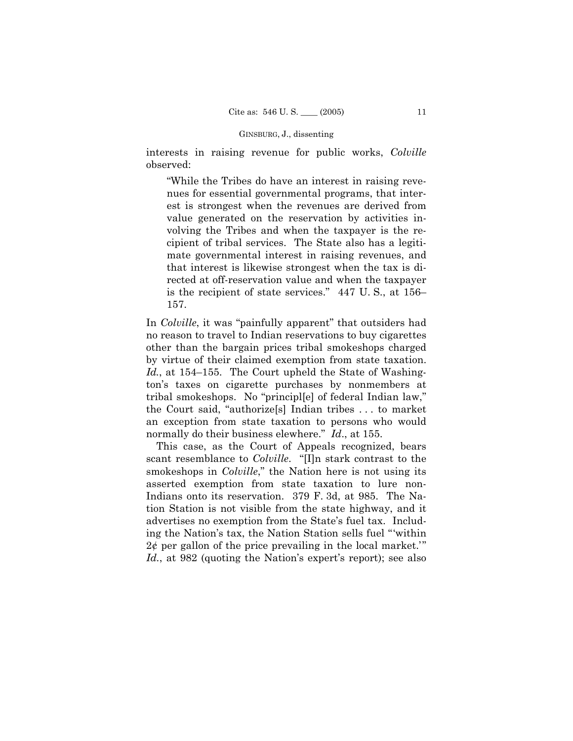interests in raising revenue for public works, *Colville* observed:

> "While the Tribes do have an interest in raising revenues for essential governmental programs, that interest is strongest when the revenues are derived from value generated on the reservation by activities involving the Tribes and when the taxpayer is the recipient of tribal services. The State also has a legitimate governmental interest in raising revenues, and that interest is likewise strongest when the tax is directed at off-reservation value and when the taxpayer is the recipient of state services." 447 U. S., at 156–157.

In *Colville*, it was "painfully apparent" that outsiders had no reason to travel to Indian reservations to buy cigarettes other than the bargain prices tribal smokeshops charged by virtue of their claimed exemption from state taxation. *Id.*, at 154–155. The Court upheld the State of Washington's taxes on cigarette purchases by nonmembers at tribal smokeshops. No "principl[e] of federal Indian law," the Court said, "authorize[s] Indian tribes . . . to market an exception from state taxation to persons who would normally do their business elewhere." *Id*., at 155.

This case, as the Court of Appeals recognized, bears scant resemblance to *Colville*. "[I]n stark contrast to the smokeshops in *Colville*," the Nation here is not using its asserted exemption from state taxation to lure non-Indians onto its reservation. 379 F. 3d, at 985. The Nation Station is not visible from the state highway, and it advertises no exemption from the State's fuel tax. Including the Nation's tax, the Nation Station sells fuel "'within 2¢ per gallon of the price prevailing in the local market.'" *Id.*, at 982 (quoting the Nation's expert's report); see also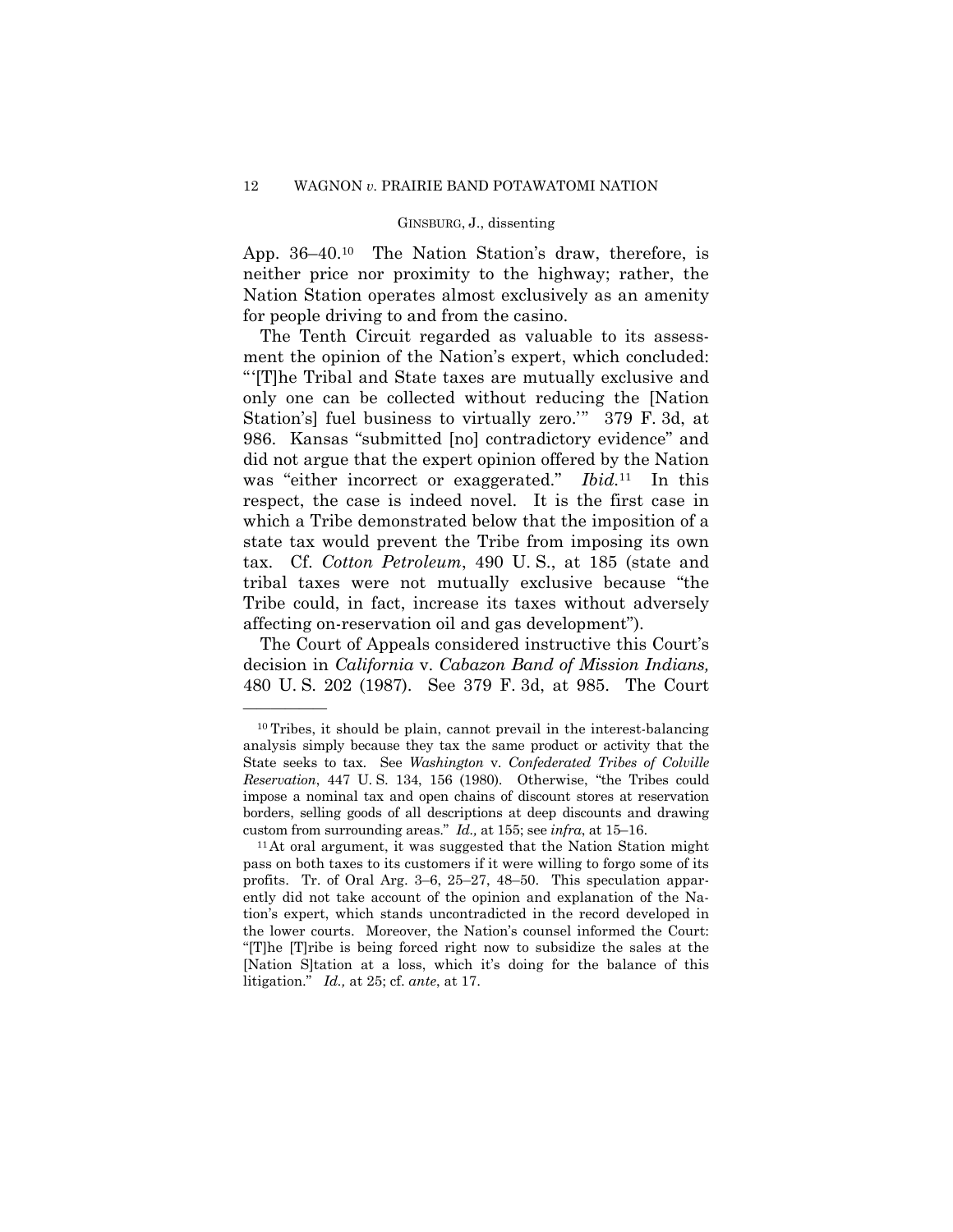App. 36–40.[10] The Nation Station's draw, therefore, is neither price nor proximity to the highway; rather, the Nation Station operates almost exclusively as an amenity for people driving to and from the casino.

The Tenth Circuit regarded as valuable to its assessment the opinion of the Nation's expert, which concluded: "'[T]he Tribal and State taxes are mutually exclusive and only one can be collected without reducing the [Nation Station's] fuel business to virtually zero.'" 379 F. 3d, at 986. Kansas "submitted [no] contradictory evidence" and did not argue that the expert opinion offered by the Nation was "either incorrect or exaggerated." *Ibid.*[11] In this respect, the case is indeed novel. It is the first case in which a Tribe demonstrated below that the imposition of a state tax would prevent the Tribe from imposing its own tax. Cf. *Cotton Petroleum*, 490 U. S., at 185 (state and tribal taxes were not mutually exclusive because "the Tribe could, in fact, increase its taxes without adversely affecting on-reservation oil and gas development").

The Court of Appeals considered instructive this Court's decision in *California* v. *Cabazon Band of Mission Indians,* 480 U. S. 202 (1987). See 379 F. 3d, at 985. The Court

---

[10] Tribes, it should be plain, cannot prevail in the interest-balancing analysis simply because they tax the same product or activity that the State seeks to tax. See *Washington* v. *Confederated Tribes of Colville Reservation*, 447 U. S. 134, 156 (1980). Otherwise, "the Tribes could impose a nominal tax and open chains of discount stores at reservation borders, selling goods of all descriptions at deep discounts and drawing custom from surrounding areas." *Id.,* at 155; see *infra*, at 15–16.

[11] At oral argument, it was suggested that the Nation Station might pass on both taxes to its customers if it were willing to forgo some of its profits. Tr. of Oral Arg. 3–6, 25–27, 48–50. This speculation apparently did not take account of the opinion and explanation of the Nation's expert, which stands uncontradicted in the record developed in the lower courts. Moreover, the Nation's counsel informed the Court: "[T]he [T]ribe is being forced right now to subsidize the sales at the [Nation S]tation at a loss, which it's doing for the balance of this litigation." *Id.,* at 25; cf. *ante*, at 17.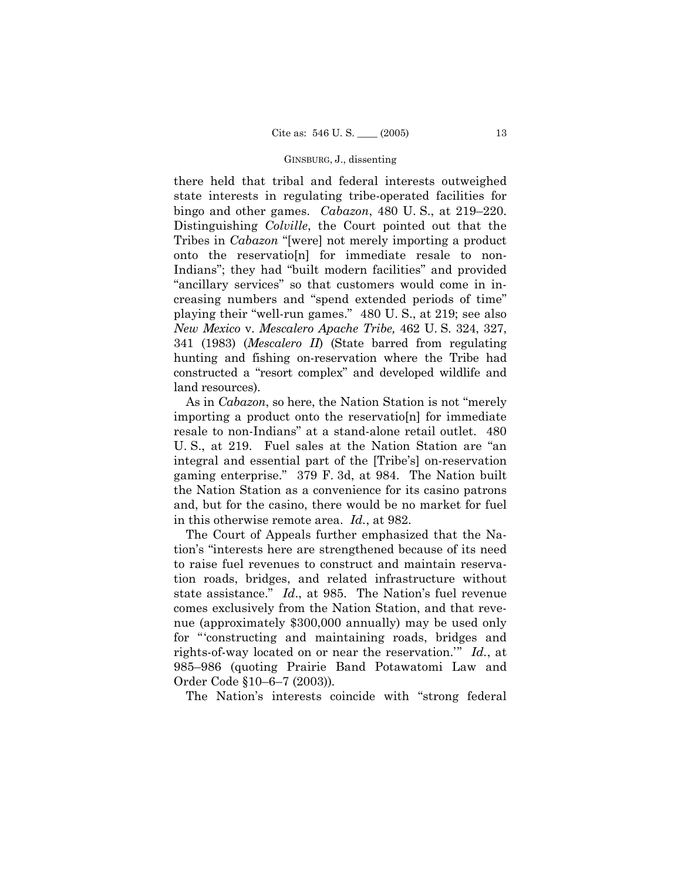there held that tribal and federal interests outweighed state interests in regulating tribe-operated facilities for bingo and other games. *Cabazon*, 480 U. S., at 219–220. Distinguishing *Colville*, the Court pointed out that the Tribes in *Cabazon* "[were] not merely importing a product onto the reservatio[n] for immediate resale to non-Indians"; they had "built modern facilities" and provided "ancillary services" so that customers would come in increasing numbers and "spend extended periods of time" playing their "well-run games." 480 U. S., at 219; see also *New Mexico* v. *Mescalero Apache Tribe,* 462 U. S. 324, 327, 341 (1983) (*Mescalero II*) (State barred from regulating hunting and fishing on-reservation where the Tribe had constructed a "resort complex" and developed wildlife and land resources).

As in *Cabazon*, so here, the Nation Station is not "merely importing a product onto the reservatio[n] for immediate resale to non-Indians" at a stand-alone retail outlet. 480 U. S., at 219. Fuel sales at the Nation Station are "an integral and essential part of the [Tribe's] on-reservation gaming enterprise." 379 F. 3d, at 984. The Nation built the Nation Station as a convenience for its casino patrons and, but for the casino, there would be no market for fuel in this otherwise remote area. *Id.*, at 982.

The Court of Appeals further emphasized that the Nation's "interests here are strengthened because of its need to raise fuel revenues to construct and maintain reservation roads, bridges, and related infrastructure without state assistance." *Id*., at 985. The Nation's fuel revenue comes exclusively from the Nation Station, and that revenue (approximately $300,000 annually) may be used only for "'constructing and maintaining roads, bridges and rights-of-way located on or near the reservation.'" *Id.*, at 985–986 (quoting Prairie Band Potawatomi Law and Order Code §10–6–7 (2003)).

The Nation's interests coincide with "strong federal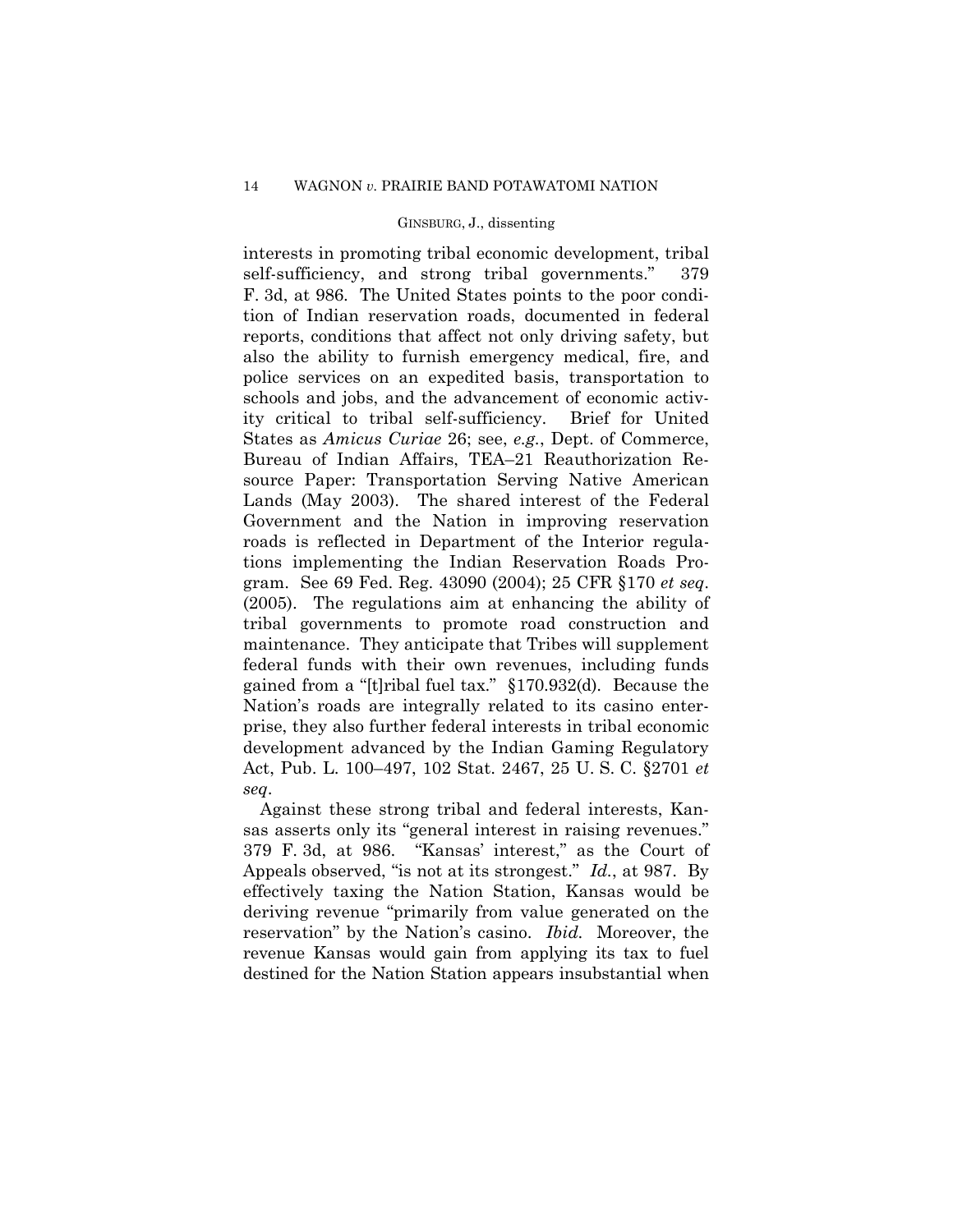interests in promoting tribal economic development, tribal self-sufficiency, and strong tribal governments." 379 F. 3d, at 986. The United States points to the poor condition of Indian reservation roads, documented in federal reports, conditions that affect not only driving safety, but also the ability to furnish emergency medical, fire, and police services on an expedited basis, transportation to schools and jobs, and the advancement of economic activity critical to tribal self-sufficiency. Brief for United States as *Amicus Curiae* 26; see, *e.g.*, Dept. of Commerce, Bureau of Indian Affairs, TEA–21 Reauthorization Resource Paper: Transportation Serving Native American Lands (May 2003). The shared interest of the Federal Government and the Nation in improving reservation roads is reflected in Department of the Interior regulations implementing the Indian Reservation Roads Program. See 69 Fed. Reg. 43090 (2004); 25 CFR §170 *et seq.* (2005). The regulations aim at enhancing the ability of tribal governments to promote road construction and maintenance. They anticipate that Tribes will supplement federal funds with their own revenues, including funds gained from a "[t]ribal fuel tax." §170.932(d). Because the Nation's roads are integrally related to its casino enterprise, they also further federal interests in tribal economic development advanced by the Indian Gaming Regulatory Act, Pub. L. 100–497, 102 Stat. 2467, 25 U. S. C. §2701 *et seq.*

Against these strong tribal and federal interests, Kansas asserts only its "general interest in raising revenues." 379 F. 3d, at 986. "Kansas' interest," as the Court of Appeals observed, "is not at its strongest." *Id.*, at 987. By effectively taxing the Nation Station, Kansas would be deriving revenue "primarily from value generated on the reservation" by the Nation's casino. *Ibid.* Moreover, the revenue Kansas would gain from applying its tax to fuel destined for the Nation Station appears insubstantial when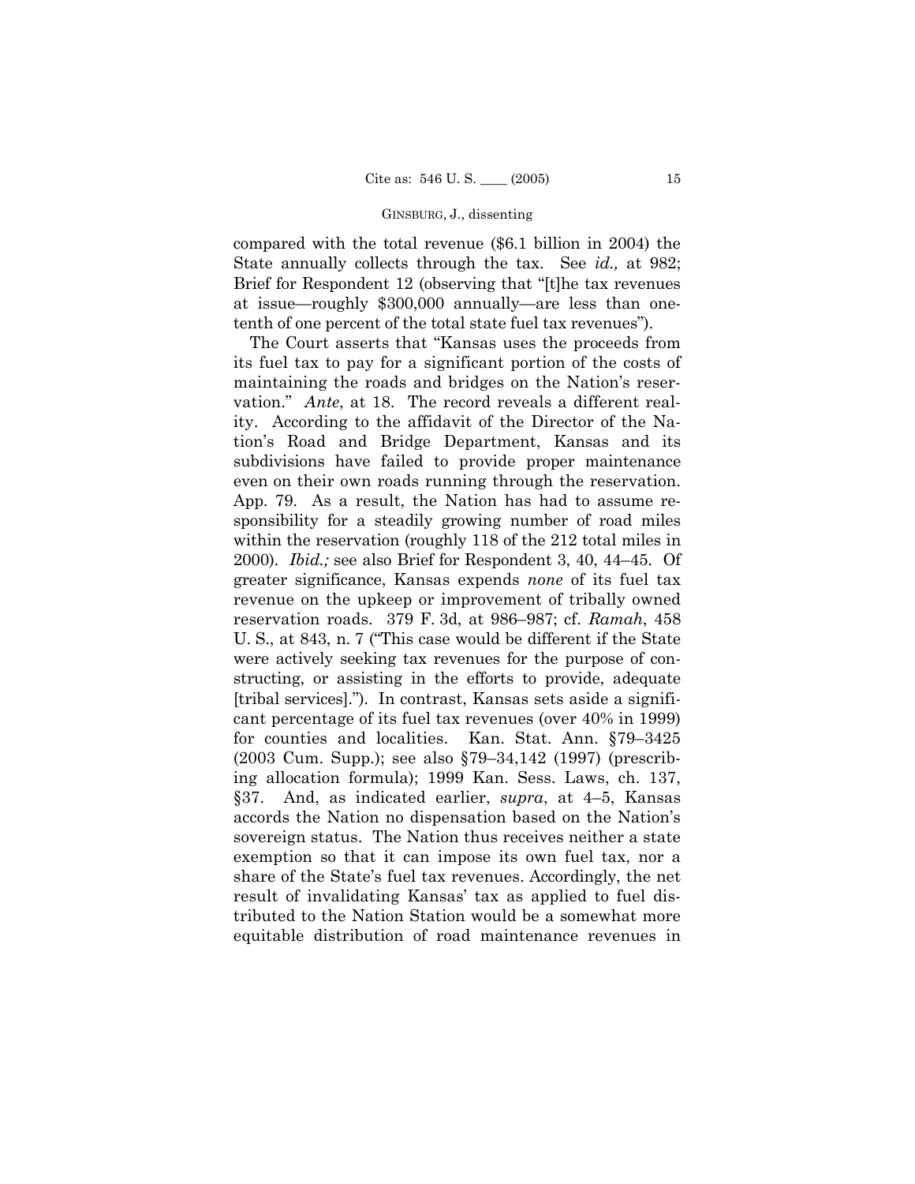compared with the total revenue ($6.1 billion in 2004) the State annually collects through the tax. See *id.,* at 982; Brief for Respondent 12 (observing that "[t]he tax revenues at issue—roughly $300,000 annually—are less than one-tenth of one percent of the total state fuel tax revenues").

The Court asserts that "Kansas uses the proceeds from its fuel tax to pay for a significant portion of the costs of maintaining the roads and bridges on the Nation's reservation." *Ante*, at 18. The record reveals a different reality. According to the affidavit of the Director of the Nation's Road and Bridge Department, Kansas and its subdivisions have failed to provide proper maintenance even on their own roads running through the reservation. App. 79. As a result, the Nation has had to assume responsibility for a steadily growing number of road miles within the reservation (roughly 118 of the 212 total miles in 2000). *Ibid.;* see also Brief for Respondent 3, 40, 44–45. Of greater significance, Kansas expends *none* of its fuel tax revenue on the upkeep or improvement of tribally owned reservation roads. 379 F. 3d, at 986–987; cf. *Ramah*, 458 U. S., at 843, n. 7 ("This case would be different if the State were actively seeking tax revenues for the purpose of constructing, or assisting in the efforts to provide, adequate [tribal services]."). In contrast, Kansas sets aside a significant percentage of its fuel tax revenues (over 40% in 1999) for counties and localities. Kan. Stat. Ann. §79–3425 (2003 Cum. Supp.); see also §79–34,142 (1997) (prescribing allocation formula); 1999 Kan. Sess. Laws, ch. 137, §37. And, as indicated earlier, *supra*, at 4–5, Kansas accords the Nation no dispensation based on the Nation's sovereign status. The Nation thus receives neither a state exemption so that it can impose its own fuel tax, nor a share of the State's fuel tax revenues. Accordingly, the net result of invalidating Kansas' tax as applied to fuel distributed to the Nation Station would be a somewhat more equitable distribution of road maintenance revenues in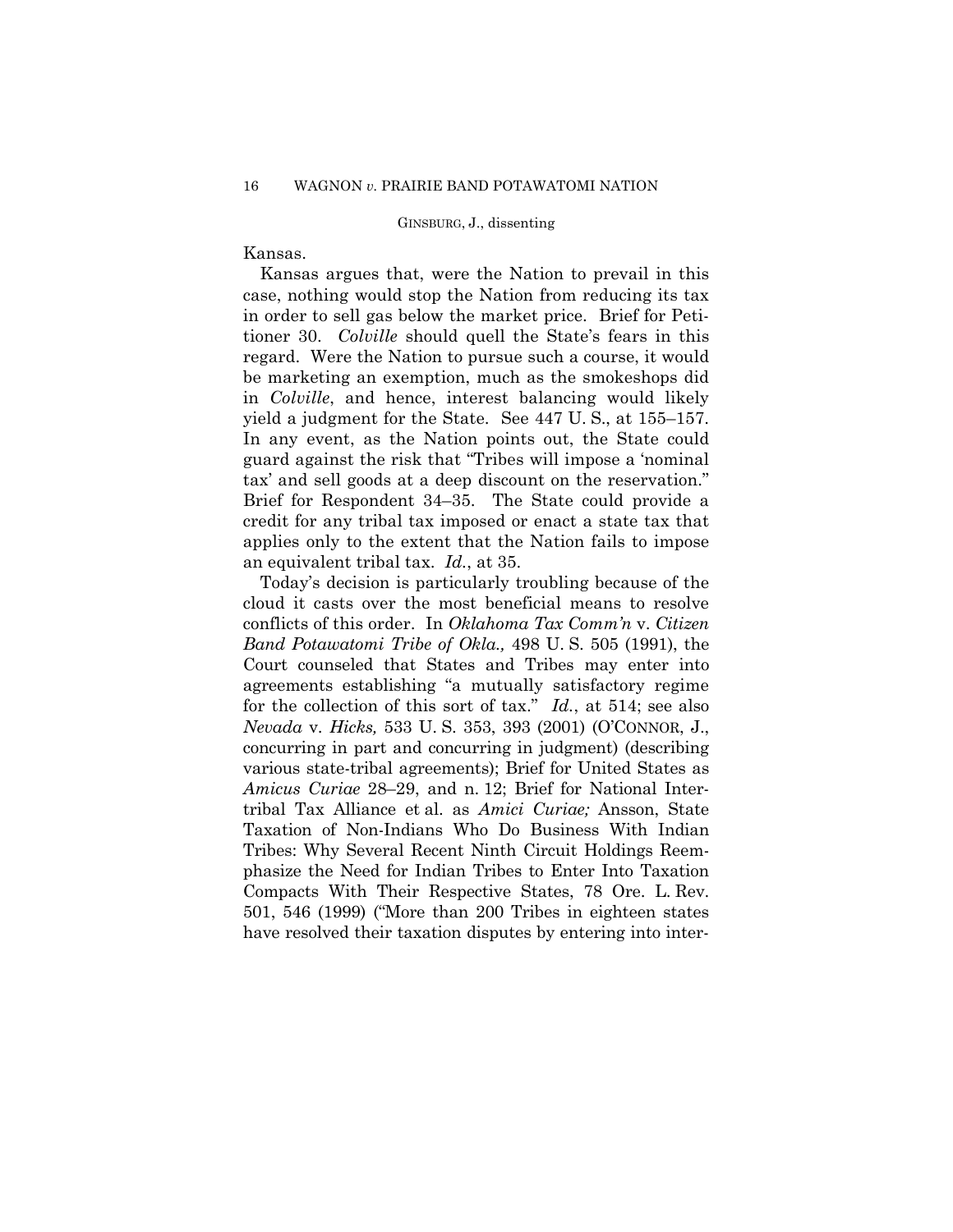Kansas.

Kansas argues that, were the Nation to prevail in this case, nothing would stop the Nation from reducing its tax in order to sell gas below the market price. Brief for Petitioner 30. *Colville* should quell the State's fears in this regard. Were the Nation to pursue such a course, it would be marketing an exemption, much as the smokeshops did in *Colville*, and hence, interest balancing would likely yield a judgment for the State. See 447 U. S., at 155–157. In any event, as the Nation points out, the State could guard against the risk that "Tribes will impose a 'nominal tax' and sell goods at a deep discount on the reservation." Brief for Respondent 34–35. The State could provide a credit for any tribal tax imposed or enact a state tax that applies only to the extent that the Nation fails to impose an equivalent tribal tax. *Id.*, at 35.

Today's decision is particularly troubling because of the cloud it casts over the most beneficial means to resolve conflicts of this order. In *Oklahoma Tax Comm'n* v. *Citizen Band Potawatomi Tribe of Okla.,* 498 U. S. 505 (1991), the Court counseled that States and Tribes may enter into agreements establishing "a mutually satisfactory regime for the collection of this sort of tax." *Id.*, at 514; see also *Nevada* v. *Hicks,* 533 U. S. 353, 393 (2001) (O'CONNOR, J., concurring in part and concurring in judgment) (describing various state-tribal agreements); Brief for United States as *Amicus Curiae* 28–29, and n. 12; Brief for National Intertribal Tax Alliance et al. as *Amici Curiae;* Ansson, State Taxation of Non-Indians Who Do Business With Indian Tribes: Why Several Recent Ninth Circuit Holdings Reemphasize the Need for Indian Tribes to Enter Into Taxation Compacts With Their Respective States, 78 Ore. L. Rev. 501, 546 (1999) ("More than 200 Tribes in eighteen states have resolved their taxation disputes by entering into inter-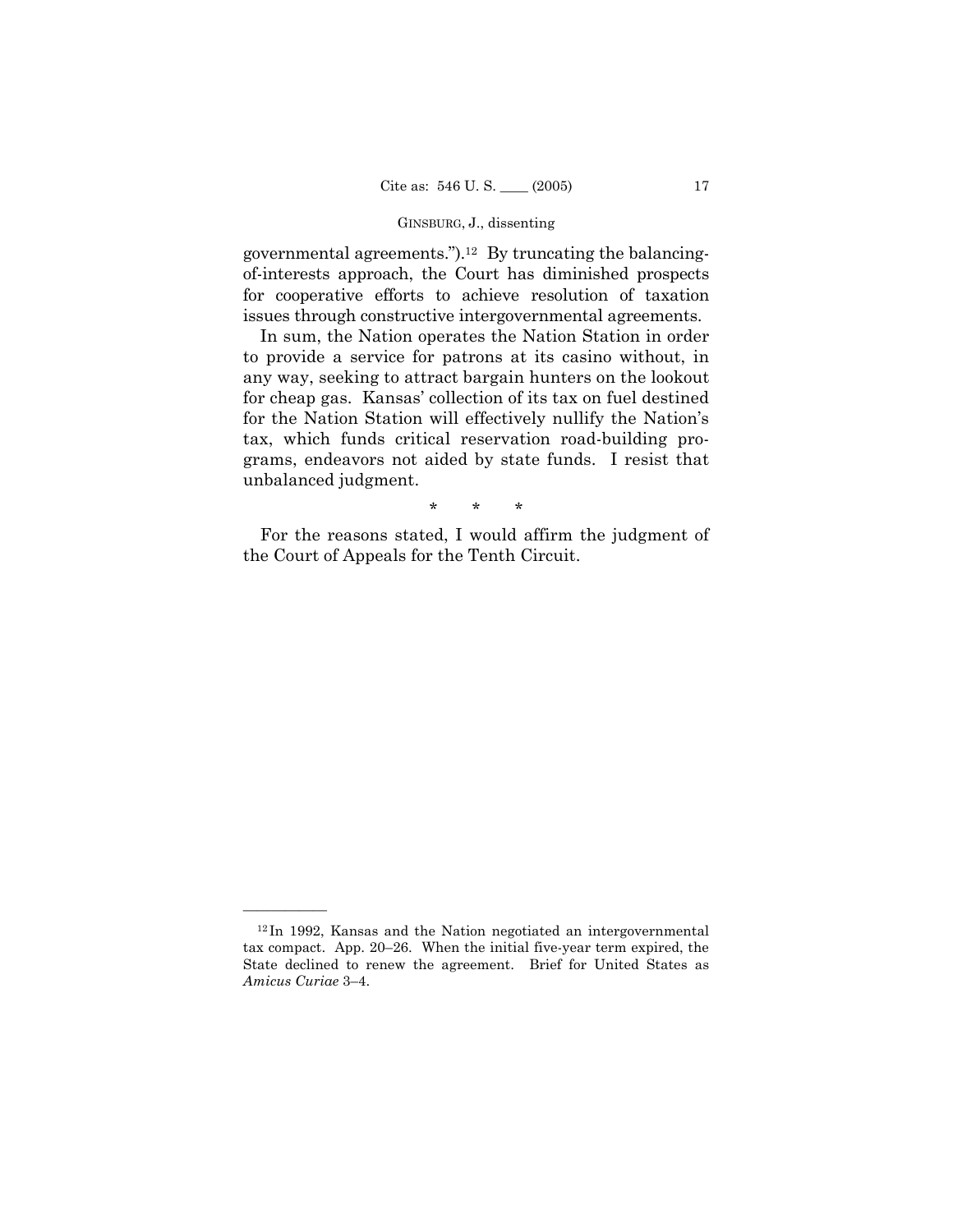governmental agreements.").[12] By truncating the balancing-of-interests approach, the Court has diminished prospects for cooperative efforts to achieve resolution of taxation issues through constructive intergovernmental agreements.

In sum, the Nation operates the Nation Station in order to provide a service for patrons at its casino without, in any way, seeking to attract bargain hunters on the lookout for cheap gas. Kansas' collection of its tax on fuel destined for the Nation Station will effectively nullify the Nation's tax, which funds critical reservation road-building programs, endeavors not aided by state funds. I resist that unbalanced judgment.

\* \* \*

For the reasons stated, I would affirm the judgment of the Court of Appeals for the Tenth Circuit.

---

[12] In 1992, Kansas and the Nation negotiated an intergovernmental tax compact. App. 20–26. When the initial five-year term expired, the State declined to renew the agreement. Brief for United States as *Amicus Curiae* 3–4.